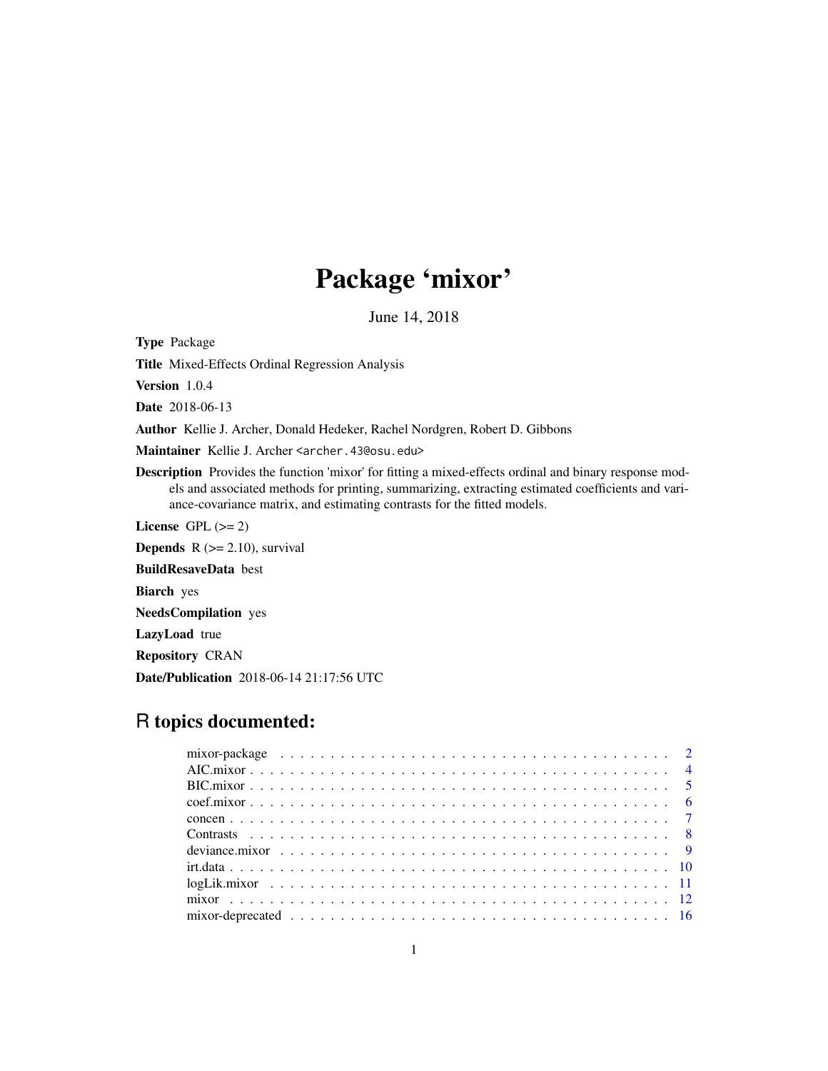# Package 'mixor'

June 14, 2018

**Type** Package

**Title** Mixed-Effects Ordinal Regression Analysis

**Version** 1.0.4

**Date** 2018-06-13

**Author** Kellie J. Archer, Donald Hedeker, Rachel Nordgren, Robert D. Gibbons

**Maintainer** Kellie J. Archer <archer.43@osu.edu>

**Description** Provides the function 'mixor' for fitting a mixed-effects ordinal and binary response models and associated methods for printing, summarizing, extracting estimated coefficients and variance-covariance matrix, and estimating contrasts for the fitted models.

**License** GPL (>= 2)

**Depends** R (>= 2.10), survival

**BuildResaveData** best

**Biarch** yes

**NeedsCompilation** yes

**LazyLoad** true

**Repository** CRAN

**Date/Publication** 2018-06-14 21:17:56 UTC

## R topics documented:

- mixor-package . . . . . . . . . . . . . . . . . . . . . . . . . . . . . . . . . . . . . . 2
- AIC.mixor . . . . . . . . . . . . . . . . . . . . . . . . . . . . . . . . . . . . . . . . 4
- BIC.mixor . . . . . . . . . . . . . . . . . . . . . . . . . . . . . . . . . . . . . . . . 5
- coef.mixor . . . . . . . . . . . . . . . . . . . . . . . . . . . . . . . . . . . . . . . 6
- concen . . . . . . . . . . . . . . . . . . . . . . . . . . . . . . . . . . . . . . . . . 7
- Contrasts . . . . . . . . . . . . . . . . . . . . . . . . . . . . . . . . . . . . . . . . 8
- deviance.mixor . . . . . . . . . . . . . . . . . . . . . . . . . . . . . . . . . . . . . 9
- irt.data . . . . . . . . . . . . . . . . . . . . . . . . . . . . . . . . . . . . . . . . 10
- logLik.mixor . . . . . . . . . . . . . . . . . . . . . . . . . . . . . . . . . . . . . 11
- mixor . . . . . . . . . . . . . . . . . . . . . . . . . . . . . . . . . . . . . . . . . 12
- mixor-deprecated . . . . . . . . . . . . . . . . . . . . . . . . . . . . . . . . . . . 16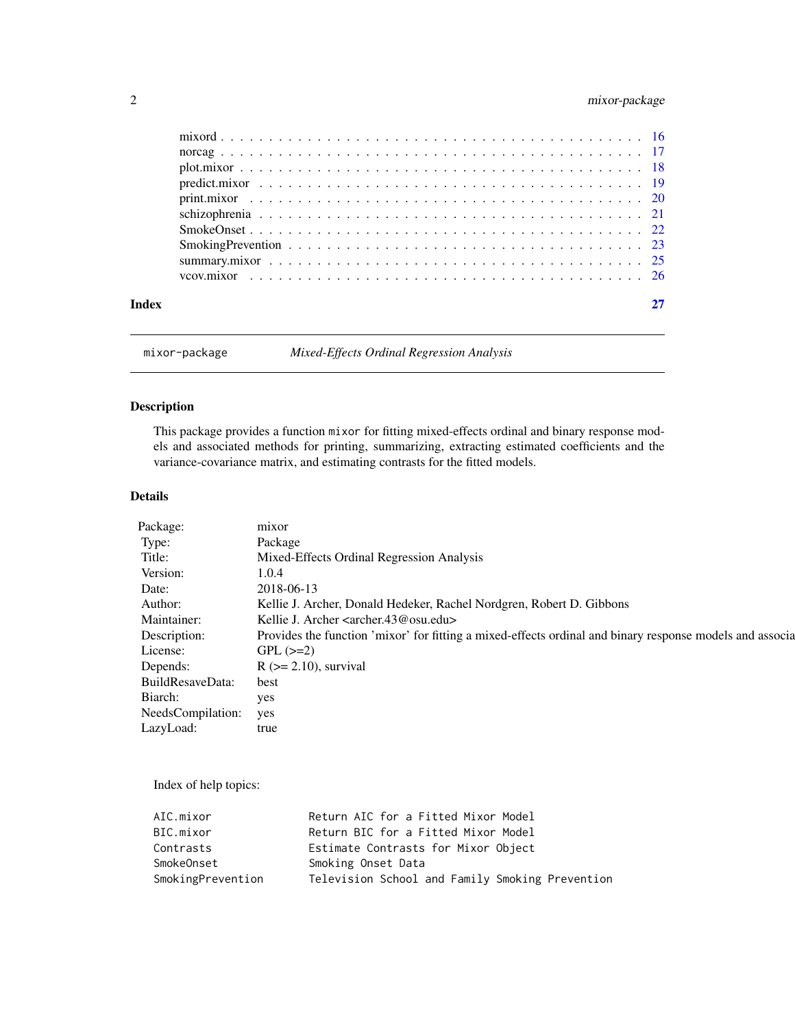| | |
|---|---|
| mixord | 16 |
| norcag | 17 |
| plot.mixor | 18 |
| predict.mixor | 19 |
| print.mixor | 20 |
| schizophrenia | 21 |
| SmokeOnset | 22 |
| SmokingPrevention | 23 |
| summary.mixor | 25 |
| vcov.mixor | 26 |

**Index** **27**

---

`mixor-package` *Mixed-Effects Ordinal Regression Analysis*

---

## Description

This package provides a function `mixor` for fitting mixed-effects ordinal and binary response models and associated methods for printing, summarizing, extracting estimated coefficients and the variance-covariance matrix, and estimating contrasts for the fitted models.

## Details

| | |
|---|---|
| Package: | mixor |
| Type: | Package |
| Title: | Mixed-Effects Ordinal Regression Analysis |
| Version: | 1.0.4 |
| Date: | 2018-06-13 |
| Author: | Kellie J. Archer, Donald Hedeker, Rachel Nordgren, Robert D. Gibbons |
| Maintainer: | Kellie J. Archer <archer.43@osu.edu> |
| Description: | Provides the function 'mixor' for fitting a mixed-effects ordinal and binary response models and associa |
| License: | GPL (>=2) |
| Depends: | R (>= 2.10), survival |
| BuildResaveData: | best |
| Biarch: | yes |
| NeedsCompilation: | yes |
| LazyLoad: | true |

Index of help topics:

```
AIC.mixor               Return AIC for a Fitted Mixor Model
BIC.mixor               Return BIC for a Fitted Mixor Model
Contrasts               Estimate Contrasts for Mixor Object
SmokeOnset              Smoking Onset Data
SmokingPrevention       Television School and Family Smoking Prevention
```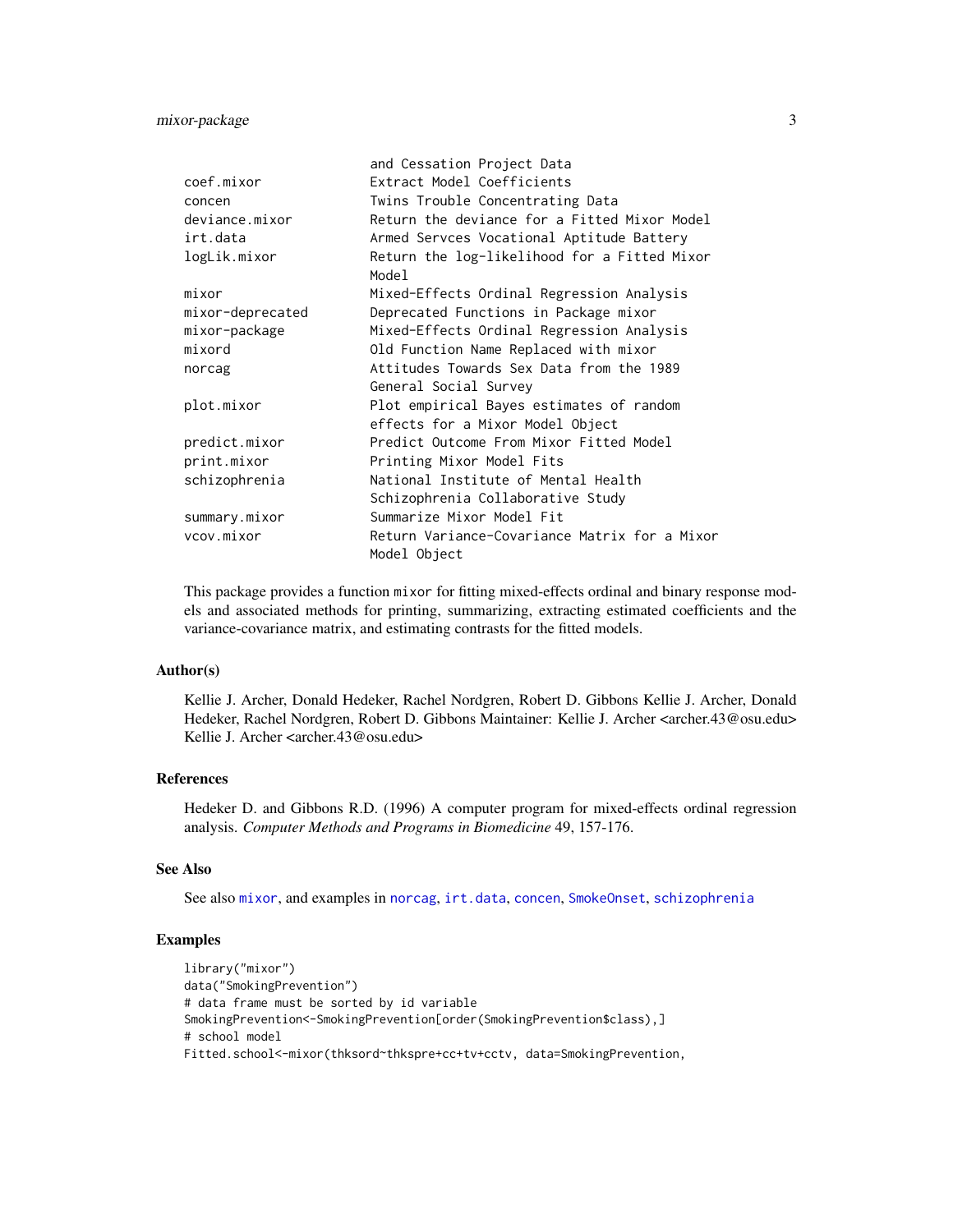```
                        and Cessation Project Data
coef.mixor              Extract Model Coefficients
concen                  Twins Trouble Concentrating Data
deviance.mixor          Return the deviance for a Fitted Mixor Model
irt.data                Armed Servces Vocational Aptitude Battery
logLik.mixor            Return the log-likelihood for a Fitted Mixor
                        Model
mixor                   Mixed-Effects Ordinal Regression Analysis
mixor-deprecated        Deprecated Functions in Package mixor
mixor-package           Mixed-Effects Ordinal Regression Analysis
mixord                  Old Function Name Replaced with mixor
norcag                  Attitudes Towards Sex Data from the 1989
                        General Social Survey
plot.mixor              Plot empirical Bayes estimates of random
                        effects for a Mixor Model Object
predict.mixor           Predict Outcome From Mixor Fitted Model
print.mixor             Printing Mixor Model Fits
schizophrenia           National Institute of Mental Health
                        Schizophrenia Collaborative Study
summary.mixor           Summarize Mixor Model Fit
vcov.mixor              Return Variance-Covariance Matrix for a Mixor
                        Model Object
```

This package provides a function `mixor` for fitting mixed-effects ordinal and binary response models and associated methods for printing, summarizing, extracting estimated coefficients and the variance-covariance matrix, and estimating contrasts for the fitted models.

## Author(s)

Kellie J. Archer, Donald Hedeker, Rachel Nordgren, Robert D. Gibbons Kellie J. Archer, Donald Hedeker, Rachel Nordgren, Robert D. Gibbons Maintainer: Kellie J. Archer <archer.43@osu.edu> Kellie J. Archer <archer.43@osu.edu>

## References

Hedeker D. and Gibbons R.D. (1996) A computer program for mixed-effects ordinal regression analysis. *Computer Methods and Programs in Biomedicine* 49, 157-176.

## See Also

See also `mixor`, and examples in `norcag`, `irt.data`, `concen`, `SmokeOnset`, `schizophrenia`

## Examples

```
library("mixor")
data("SmokingPrevention")
# data frame must be sorted by id variable
SmokingPrevention<-SmokingPrevention[order(SmokingPrevention$class),]
# school model
Fitted.school<-mixor(thksord~thkspre+cc+tv+cctv, data=SmokingPrevention,
```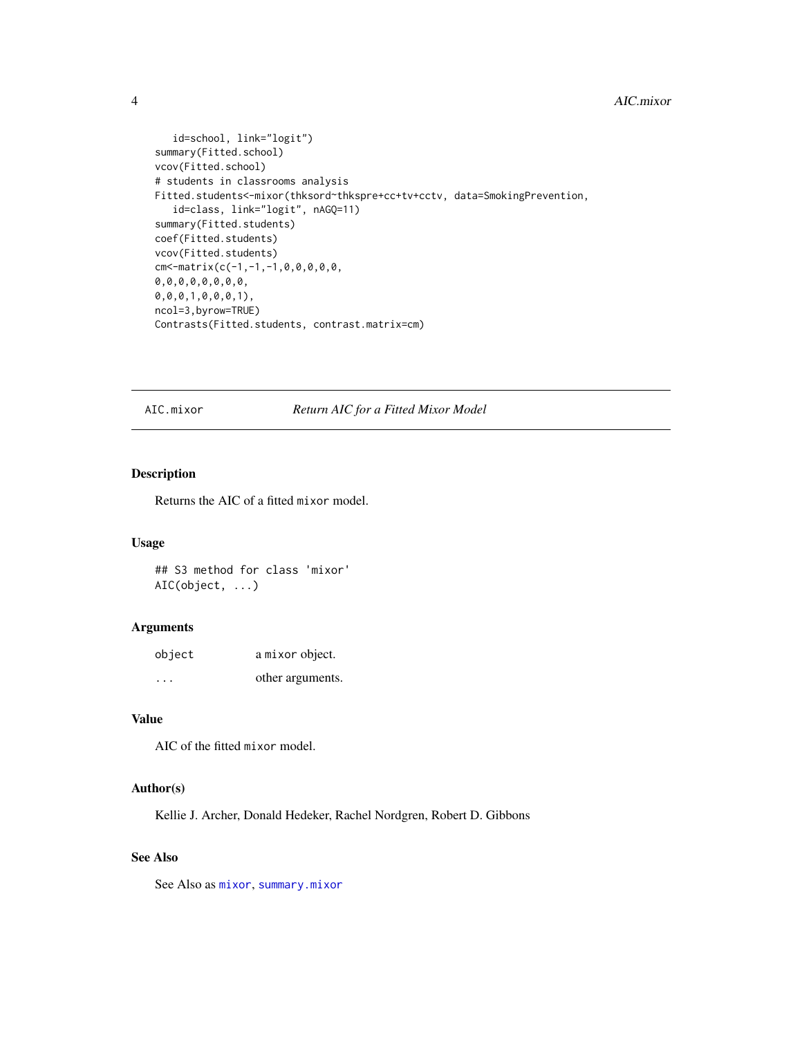```
   id=school, link="logit")
summary(Fitted.school)
vcov(Fitted.school)
# students in classrooms analysis
Fitted.students<-mixor(thksord~thkspre+cc+tv+cctv, data=SmokingPrevention,
   id=class, link="logit", nAGQ=11)
summary(Fitted.students)
coef(Fitted.students)
vcov(Fitted.students)
cm<-matrix(c(-1,-1,-1,0,0,0,0,0,
0,0,0,0,0,0,0,0,
0,0,0,1,0,0,0,1),
ncol=3,byrow=TRUE)
Contrasts(Fitted.students, contrast.matrix=cm)
```

---

## AIC.mixor — *Return AIC for a Fitted Mixor Model*

### Description

Returns the AIC of a fitted `mixor` model.

### Usage

```
## S3 method for class 'mixor'
AIC(object, ...)
```

### Arguments

| | |
|---|---|
| `object` | a `mixor` object. |
| `...` | other arguments. |

### Value

AIC of the fitted `mixor` model.

### Author(s)

Kellie J. Archer, Donald Hedeker, Rachel Nordgren, Robert D. Gibbons

### See Also

See Also as `mixor`, `summary.mixor`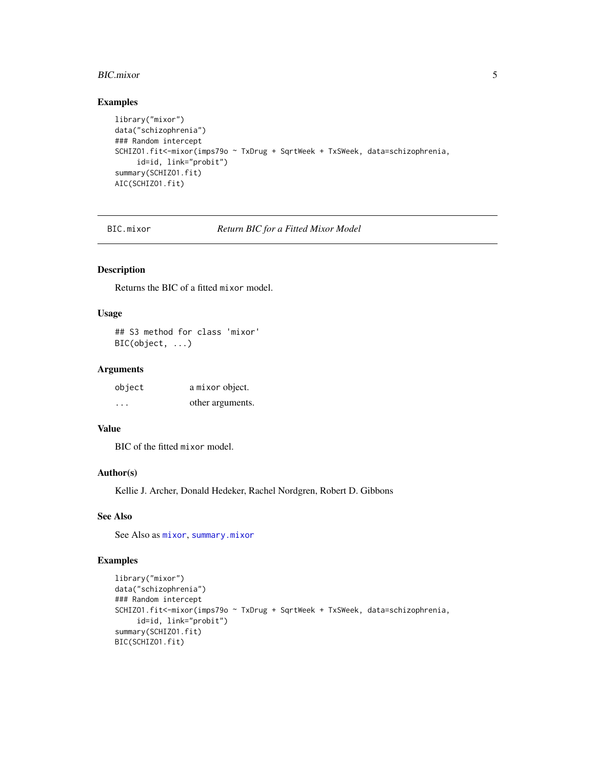## Examples

```
library("mixor")
data("schizophrenia")
### Random intercept
SCHIZO1.fit<-mixor(imps79o ~ TxDrug + SqrtWeek + TxSWeek, data=schizophrenia,
     id=id, link="probit")
summary(SCHIZO1.fit)
AIC(SCHIZO1.fit)
```

---

BIC.mixor *Return BIC for a Fitted Mixor Model*

---

## Description

Returns the BIC of a fitted mixor model.

## Usage

```
## S3 method for class 'mixor'
BIC(object, ...)
```

## Arguments

| | |
|---|---|
| object | a mixor object. |
| ... | other arguments. |

## Value

BIC of the fitted mixor model.

## Author(s)

Kellie J. Archer, Donald Hedeker, Rachel Nordgren, Robert D. Gibbons

## See Also

See Also as mixor, summary.mixor

## Examples

```
library("mixor")
data("schizophrenia")
### Random intercept
SCHIZO1.fit<-mixor(imps79o ~ TxDrug + SqrtWeek + TxSWeek, data=schizophrenia,
     id=id, link="probit")
summary(SCHIZO1.fit)
BIC(SCHIZO1.fit)
```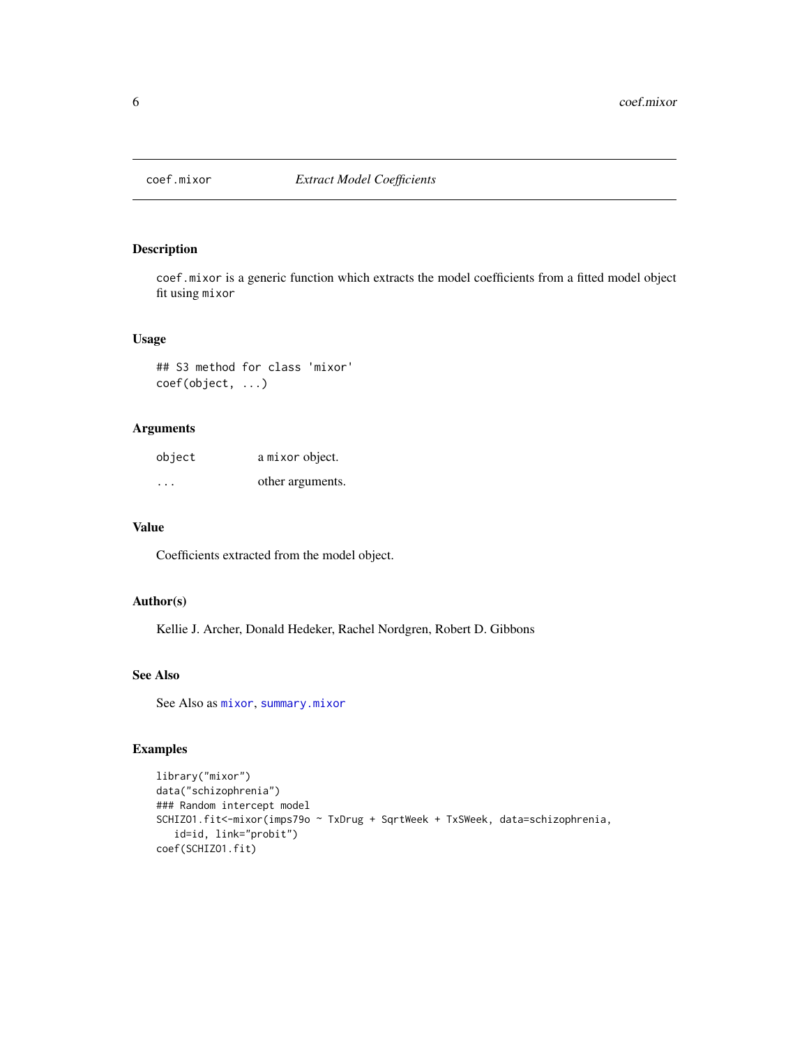# coef.mixor — *Extract Model Coefficients*

## Description

coef.mixor is a generic function which extracts the model coefficients from a fitted model object fit using mixor

## Usage

```
## S3 method for class 'mixor'
coef(object, ...)
```

## Arguments

| | |
|---|---|
| object | a mixor object. |
| ... | other arguments. |

## Value

Coefficients extracted from the model object.

## Author(s)

Kellie J. Archer, Donald Hedeker, Rachel Nordgren, Robert D. Gibbons

## See Also

See Also as mixor, summary.mixor

## Examples

```
library("mixor")
data("schizophrenia")
### Random intercept model
SCHIZO1.fit<-mixor(imps79o ~ TxDrug + SqrtWeek + TxSWeek, data=schizophrenia,
   id=id, link="probit")
coef(SCHIZO1.fit)
```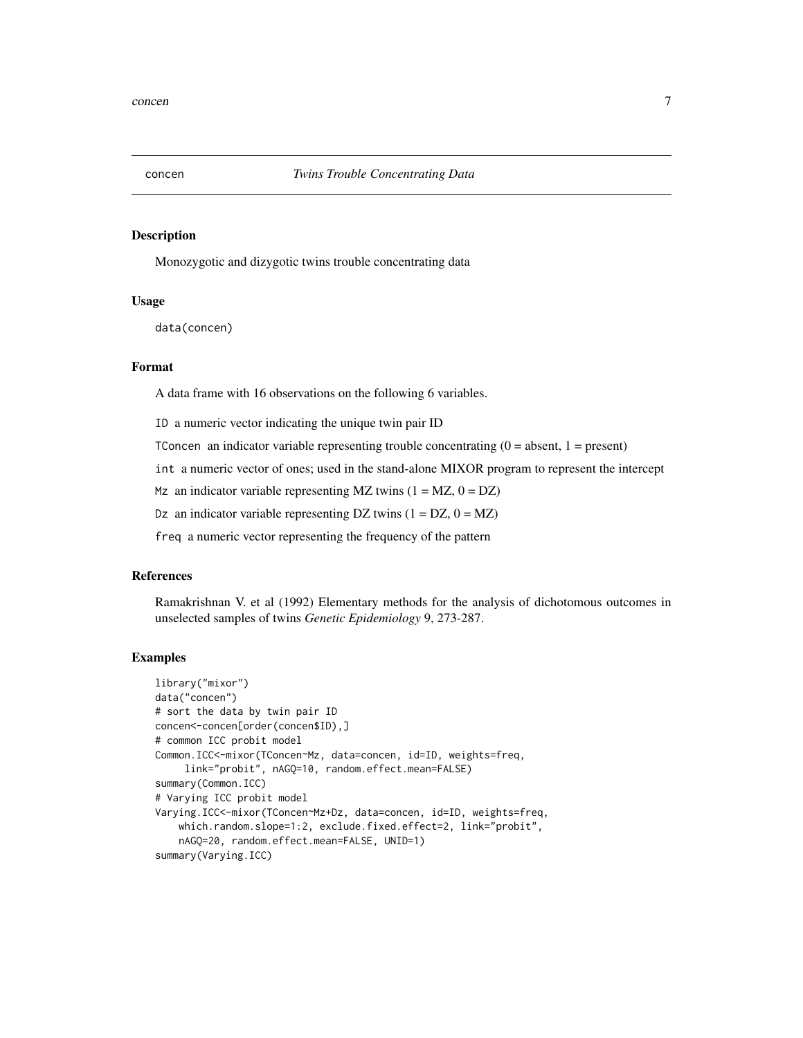## concen — *Twins Trouble Concentrating Data*

### Description

Monozygotic and dizygotic twins trouble concentrating data

### Usage

```
data(concen)
```

### Format

A data frame with 16 observations on the following 6 variables.

- `ID` a numeric vector indicating the unique twin pair ID
- `TConcen` an indicator variable representing trouble concentrating (0 = absent, 1 = present)
- `int` a numeric vector of ones; used in the stand-alone MIXOR program to represent the intercept
- `Mz` an indicator variable representing MZ twins (1 = MZ, 0 = DZ)
- `Dz` an indicator variable representing DZ twins (1 = DZ, 0 = MZ)
- `freq` a numeric vector representing the frequency of the pattern

### References

Ramakrishnan V. et al (1992) Elementary methods for the analysis of dichotomous outcomes in unselected samples of twins *Genetic Epidemiology* 9, 273-287.

### Examples

```
library("mixor")
data("concen")
# sort the data by twin pair ID
concen<-concen[order(concen$ID),]
# common ICC probit model
Common.ICC<-mixor(TConcen~Mz, data=concen, id=ID, weights=freq,
     link="probit", nAGQ=10, random.effect.mean=FALSE)
summary(Common.ICC)
# Varying ICC probit model
Varying.ICC<-mixor(TConcen~Mz+Dz, data=concen, id=ID, weights=freq,
    which.random.slope=1:2, exclude.fixed.effect=2, link="probit",
    nAGQ=20, random.effect.mean=FALSE, UNID=1)
summary(Varying.ICC)
```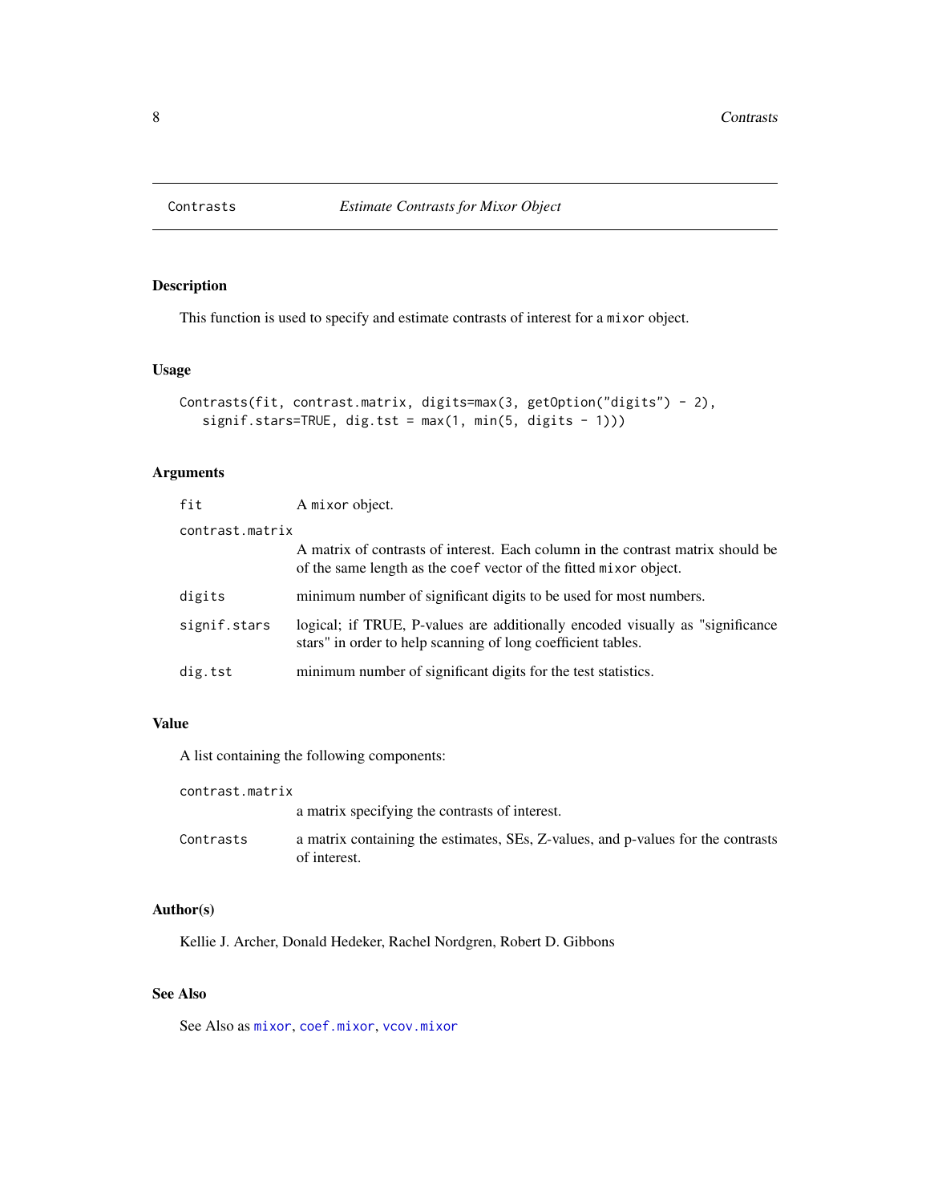Contrasts *Estimate Contrasts for Mixor Object*

### Description

This function is used to specify and estimate contrasts of interest for a `mixor` object.

### Usage

```
Contrasts(fit, contrast.matrix, digits=max(3, getOption("digits") - 2),
   signif.stars=TRUE, dig.tst = max(1, min(5, digits - 1)))
```

### Arguments

| | |
|---|---|
| `fit` | A `mixor` object. |
| `contrast.matrix` | A matrix of contrasts of interest. Each column in the contrast matrix should be of the same length as the `coef` vector of the fitted `mixor` object. |
| `digits` | minimum number of significant digits to be used for most numbers. |
| `signif.stars` | logical; if TRUE, P-values are additionally encoded visually as "significance stars" in order to help scanning of long coefficient tables. |
| `dig.tst` | minimum number of significant digits for the test statistics. |

### Value

A list containing the following components:

| | |
|---|---|
| `contrast.matrix` | a matrix specifying the contrasts of interest. |
| `Contrasts` | a matrix containing the estimates, SEs, Z-values, and p-values for the contrasts of interest. |

### Author(s)

Kellie J. Archer, Donald Hedeker, Rachel Nordgren, Robert D. Gibbons

### See Also

See Also as `mixor`, `coef.mixor`, `vcov.mixor`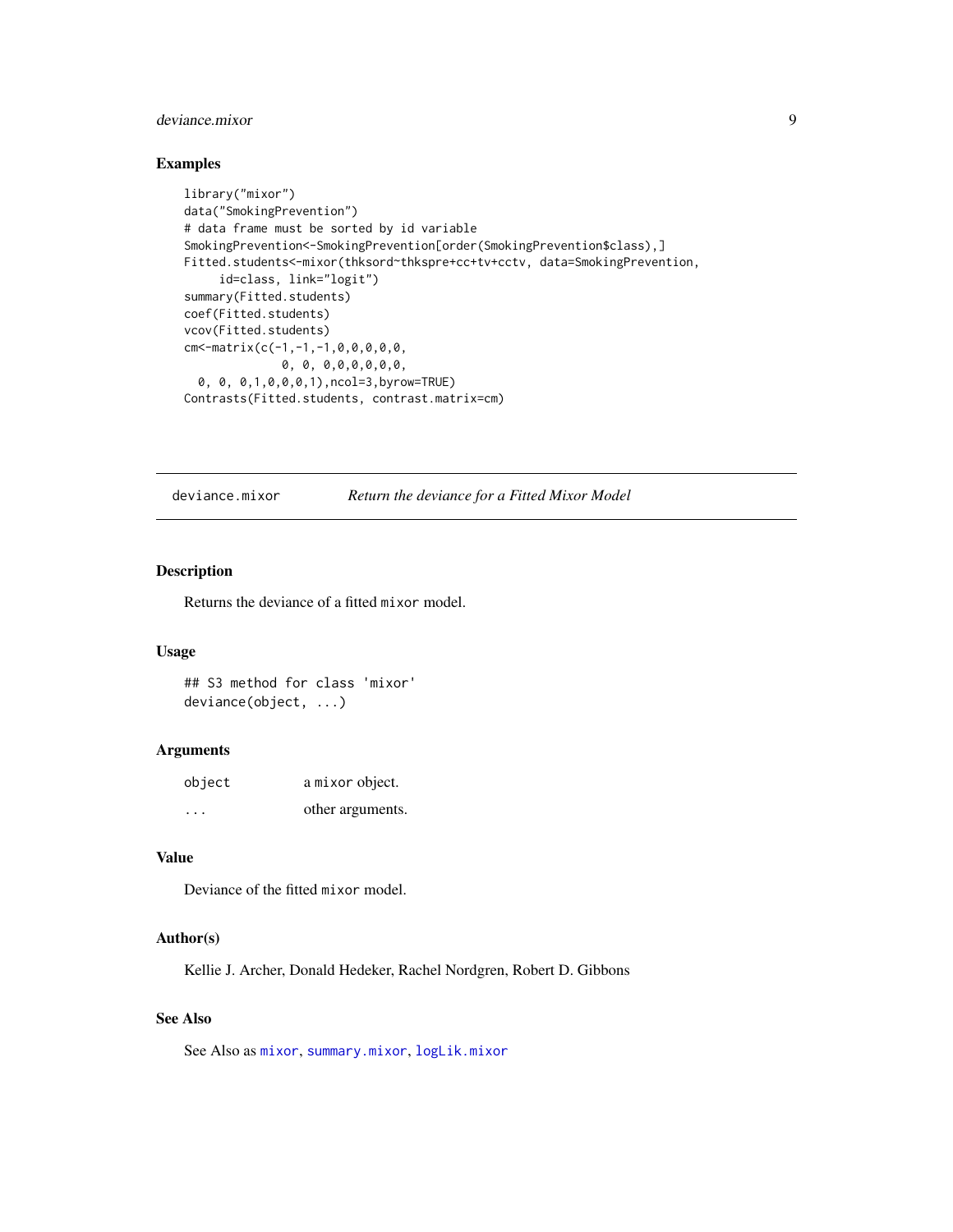### Examples

```
library("mixor")
data("SmokingPrevention")
# data frame must be sorted by id variable
SmokingPrevention<-SmokingPrevention[order(SmokingPrevention$class),]
Fitted.students<-mixor(thksord~thkspre+cc+tv+cctv, data=SmokingPrevention,
     id=class, link="logit")
summary(Fitted.students)
coef(Fitted.students)
vcov(Fitted.students)
cm<-matrix(c(-1,-1,-1,0,0,0,0,0,
              0, 0, 0,0,0,0,0,0,
  0, 0, 0,1,0,0,0,1),ncol=3,byrow=TRUE)
Contrasts(Fitted.students, contrast.matrix=cm)
```

---

## deviance.mixor — *Return the deviance for a Fitted Mixor Model*

### Description

Returns the deviance of a fitted `mixor` model.

### Usage

```
## S3 method for class 'mixor'
deviance(object, ...)
```

### Arguments

| | |
|---|---|
| `object` | a `mixor` object. |
| `...` | other arguments. |

### Value

Deviance of the fitted `mixor` model.

### Author(s)

Kellie J. Archer, Donald Hedeker, Rachel Nordgren, Robert D. Gibbons

### See Also

See Also as `mixor`, `summary.mixor`, `logLik.mixor`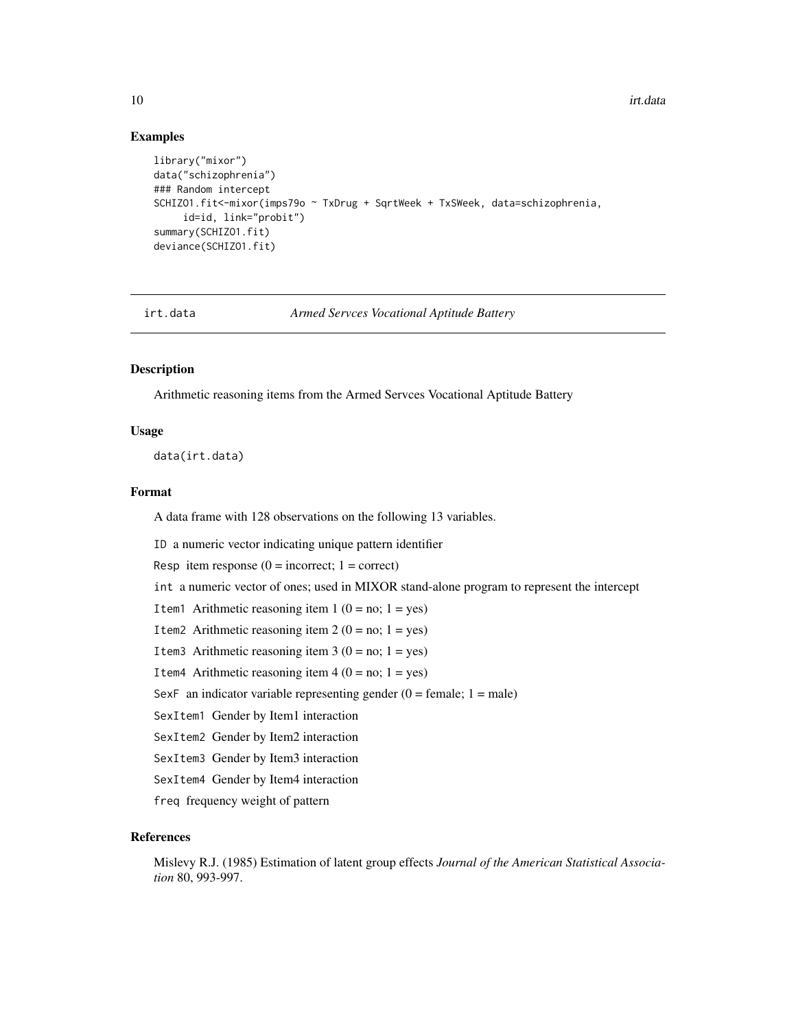## Examples

```
library("mixor")
data("schizophrenia")
### Random intercept
SCHIZO1.fit<-mixor(imps79o ~ TxDrug + SqrtWeek + TxSWeek, data=schizophrenia,
     id=id, link="probit")
summary(SCHIZO1.fit)
deviance(SCHIZO1.fit)
```

---

# irt.data *Armed Servces Vocational Aptitude Battery*

---

## Description

Arithmetic reasoning items from the Armed Servces Vocational Aptitude Battery

## Usage

```
data(irt.data)
```

## Format

A data frame with 128 observations on the following 13 variables.

`ID` a numeric vector indicating unique pattern identifier

`Resp` item response (0 = incorrect; 1 = correct)

`int` a numeric vector of ones; used in MIXOR stand-alone program to represent the intercept

`Item1` Arithmetic reasoning item 1 (0 = no; 1 = yes)

`Item2` Arithmetic reasoning item 2 (0 = no; 1 = yes)

`Item3` Arithmetic reasoning item 3 (0 = no; 1 = yes)

`Item4` Arithmetic reasoning item 4 (0 = no; 1 = yes)

`SexF` an indicator variable representing gender (0 = female; 1 = male)

`SexItem1` Gender by Item1 interaction

`SexItem2` Gender by Item2 interaction

`SexItem3` Gender by Item3 interaction

`SexItem4` Gender by Item4 interaction

`freq` frequency weight of pattern

## References

Mislevy R.J. (1985) Estimation of latent group effects *Journal of the American Statistical Association* 80, 993-997.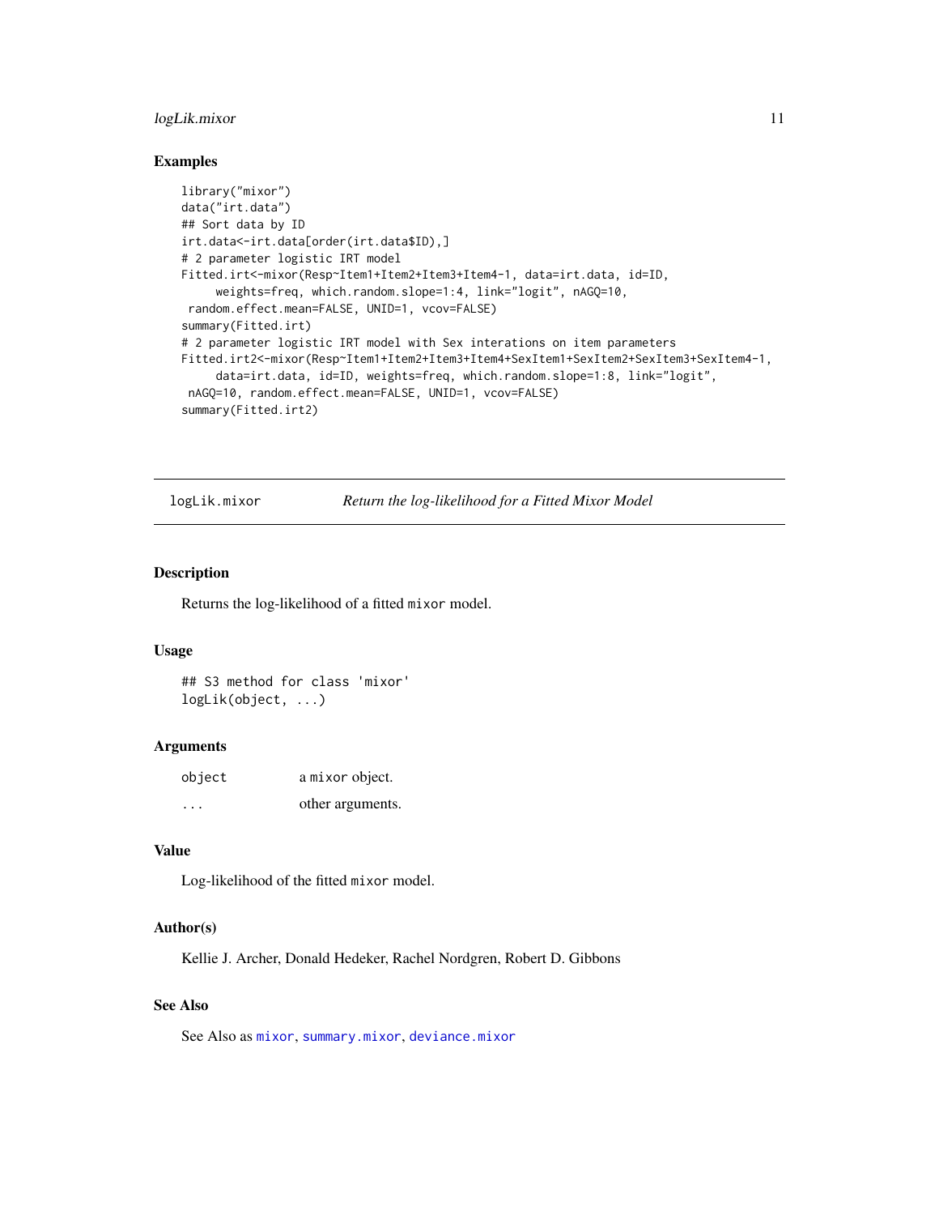### Examples

```
library("mixor")
data("irt.data")
## Sort data by ID
irt.data<-irt.data[order(irt.data$ID),]
# 2 parameter logistic IRT model
Fitted.irt<-mixor(Resp~Item1+Item2+Item3+Item4-1, data=irt.data, id=ID,
     weights=freq, which.random.slope=1:4, link="logit", nAGQ=10,
 random.effect.mean=FALSE, UNID=1, vcov=FALSE)
summary(Fitted.irt)
# 2 parameter logistic IRT model with Sex interations on item parameters
Fitted.irt2<-mixor(Resp~Item1+Item2+Item3+Item4+SexItem1+SexItem2+SexItem3+SexItem4-1,
     data=irt.data, id=ID, weights=freq, which.random.slope=1:8, link="logit",
 nAGQ=10, random.effect.mean=FALSE, UNID=1, vcov=FALSE)
summary(Fitted.irt2)
```

---

## logLik.mixor — *Return the log-likelihood for a Fitted Mixor Model*

### Description

Returns the log-likelihood of a fitted `mixor` model.

### Usage

```
## S3 method for class 'mixor'
logLik(object, ...)
```

### Arguments

| | |
|---|---|
| `object` | a `mixor` object. |
| `...` | other arguments. |

### Value

Log-likelihood of the fitted `mixor` model.

### Author(s)

Kellie J. Archer, Donald Hedeker, Rachel Nordgren, Robert D. Gibbons

### See Also

See Also as `mixor`, `summary.mixor`, `deviance.mixor`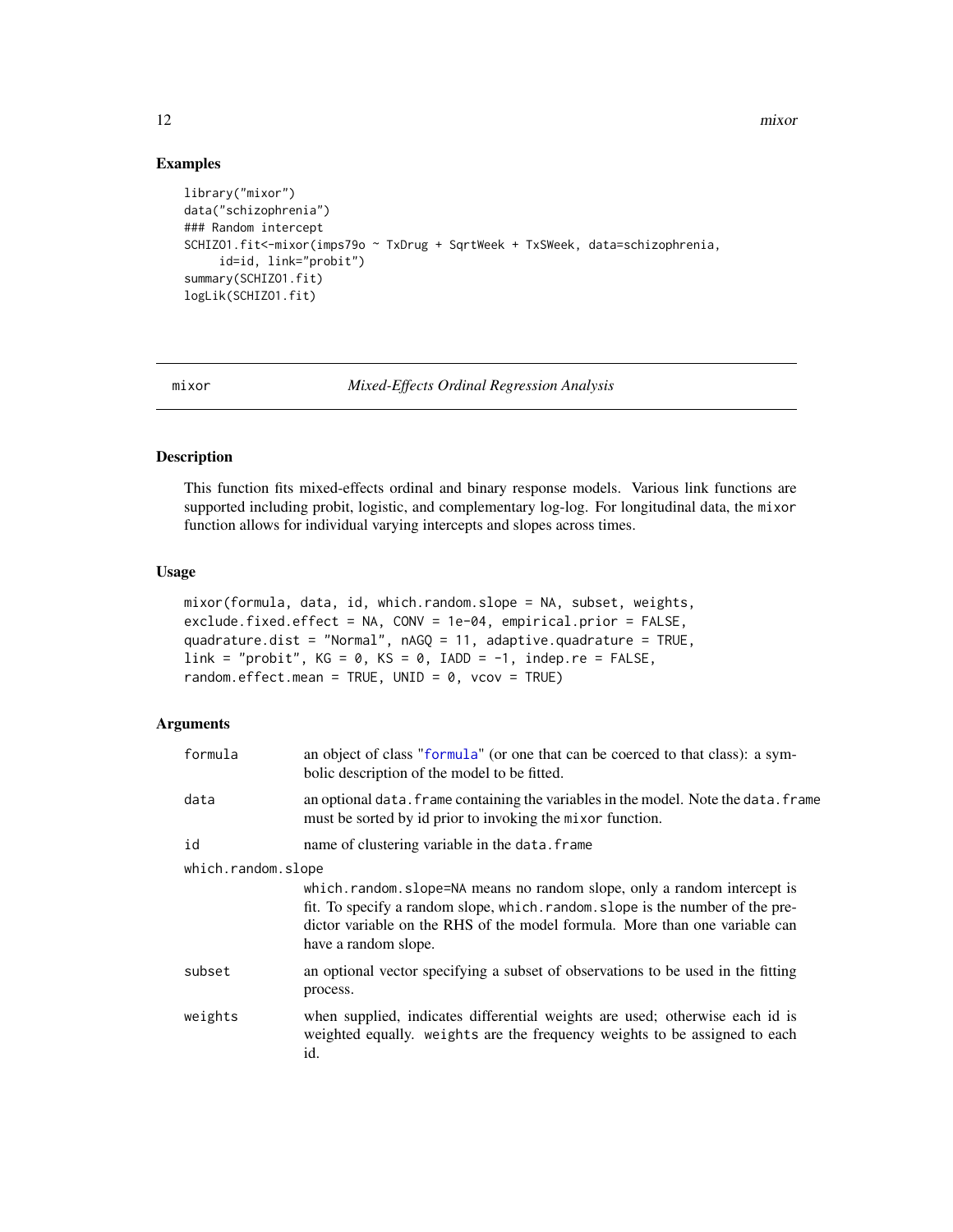## Examples

```
library("mixor")
data("schizophrenia")
### Random intercept
SCHIZO1.fit<-mixor(imps79o ~ TxDrug + SqrtWeek + TxSWeek, data=schizophrenia,
     id=id, link="probit")
summary(SCHIZO1.fit)
logLik(SCHIZO1.fit)
```

---

mixor *Mixed-Effects Ordinal Regression Analysis*

---

## Description

This function fits mixed-effects ordinal and binary response models. Various link functions are supported including probit, logistic, and complementary log-log. For longitudinal data, the `mixor` function allows for individual varying intercepts and slopes across times.

## Usage

```
mixor(formula, data, id, which.random.slope = NA, subset, weights,
exclude.fixed.effect = NA, CONV = 1e-04, empirical.prior = FALSE,
quadrature.dist = "Normal", nAGQ = 11, adaptive.quadrature = TRUE,
link = "probit", KG = 0, KS = 0, IADD = -1, indep.re = FALSE,
random.effect.mean = TRUE, UNID = 0, vcov = TRUE)
```

## Arguments

`formula` an object of class "`formula`" (or one that can be coerced to that class): a symbolic description of the model to be fitted.

`data` an optional `data.frame` containing the variables in the model. Note the `data.frame` must be sorted by id prior to invoking the `mixor` function.

`id` name of clustering variable in the `data.frame`

`which.random.slope` `which.random.slope=NA` means no random slope, only a random intercept is fit. To specify a random slope, `which.random.slope` is the number of the predictor variable on the RHS of the model formula. More than one variable can have a random slope.

`subset` an optional vector specifying a subset of observations to be used in the fitting process.

`weights` when supplied, indicates differential weights are used; otherwise each id is weighted equally. `weights` are the frequency weights to be assigned to each id.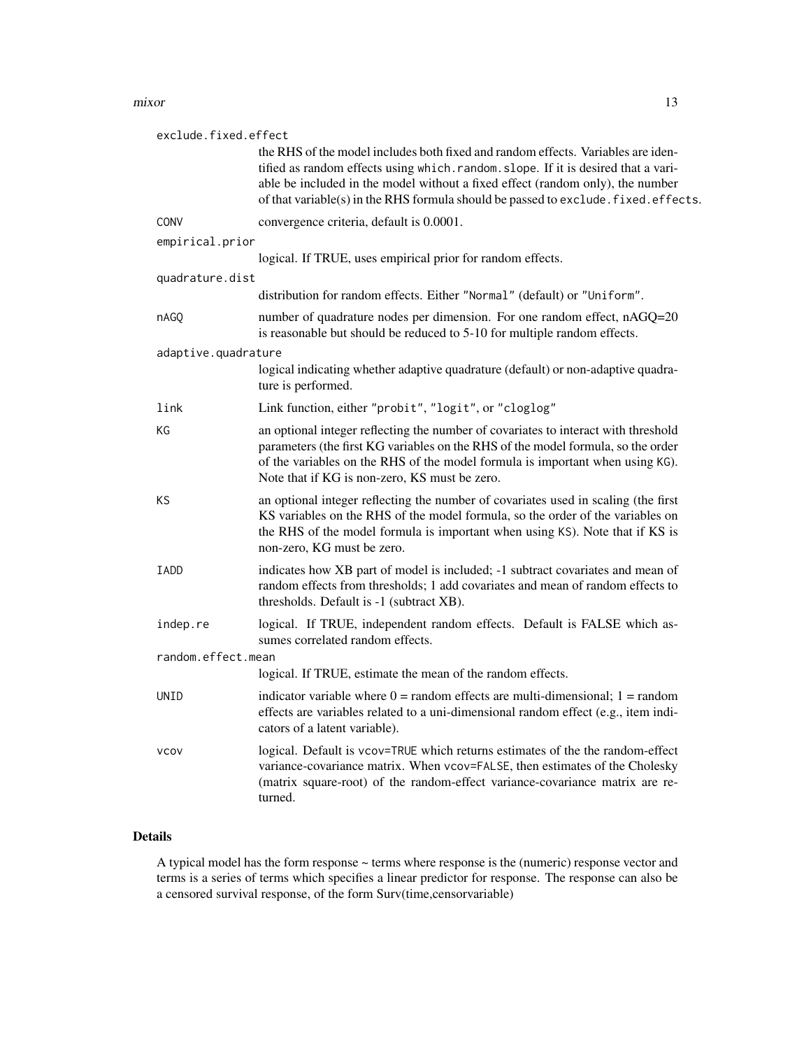`exclude.fixed.effect`
: the RHS of the model includes both fixed and random effects. Variables are identified as random effects using `which.random.slope`. If it is desired that a variable be included in the model without a fixed effect (random only), the number of that variable(s) in the RHS formula should be passed to `exclude.fixed.effects`.

`CONV`
: convergence criteria, default is 0.0001.

`empirical.prior`
: logical. If TRUE, uses empirical prior for random effects.

`quadrature.dist`
: distribution for random effects. Either `"Normal"` (default) or `"Uniform"`.

`nAGQ`
: number of quadrature nodes per dimension. For one random effect, nAGQ=20 is reasonable but should be reduced to 5-10 for multiple random effects.

`adaptive.quadrature`
: logical indicating whether adaptive quadrature (default) or non-adaptive quadrature is performed.

`link`
: Link function, either `"probit"`, `"logit"`, or `"cloglog"`

`KG`
: an optional integer reflecting the number of covariates to interact with threshold parameters (the first KG variables on the RHS of the model formula, so the order of the variables on the RHS of the model formula is important when using `KG`). Note that if KG is non-zero, KS must be zero.

`KS`
: an optional integer reflecting the number of covariates used in scaling (the first KS variables on the RHS of the model formula, so the order of the variables on the RHS of the model formula is important when using `KS`). Note that if KS is non-zero, KG must be zero.

`IADD`
: indicates how XB part of model is included; -1 subtract covariates and mean of random effects from thresholds; 1 add covariates and mean of random effects to thresholds. Default is -1 (subtract XB).

`indep.re`
: logical. If TRUE, independent random effects. Default is FALSE which assumes correlated random effects.

`random.effect.mean`
: logical. If TRUE, estimate the mean of the random effects.

`UNID`
: indicator variable where 0 = random effects are multi-dimensional; 1 = random effects are variables related to a uni-dimensional random effect (e.g., item indicators of a latent variable).

`vcov`
: logical. Default is `vcov=TRUE` which returns estimates of the the random-effect variance-covariance matrix. When `vcov=FALSE`, then estimates of the Cholesky (matrix square-root) of the random-effect variance-covariance matrix are returned.

## Details

A typical model has the form response ~ terms where response is the (numeric) response vector and terms is a series of terms which specifies a linear predictor for response. The response can also be a censored survival response, of the form Surv(time,censorvariable)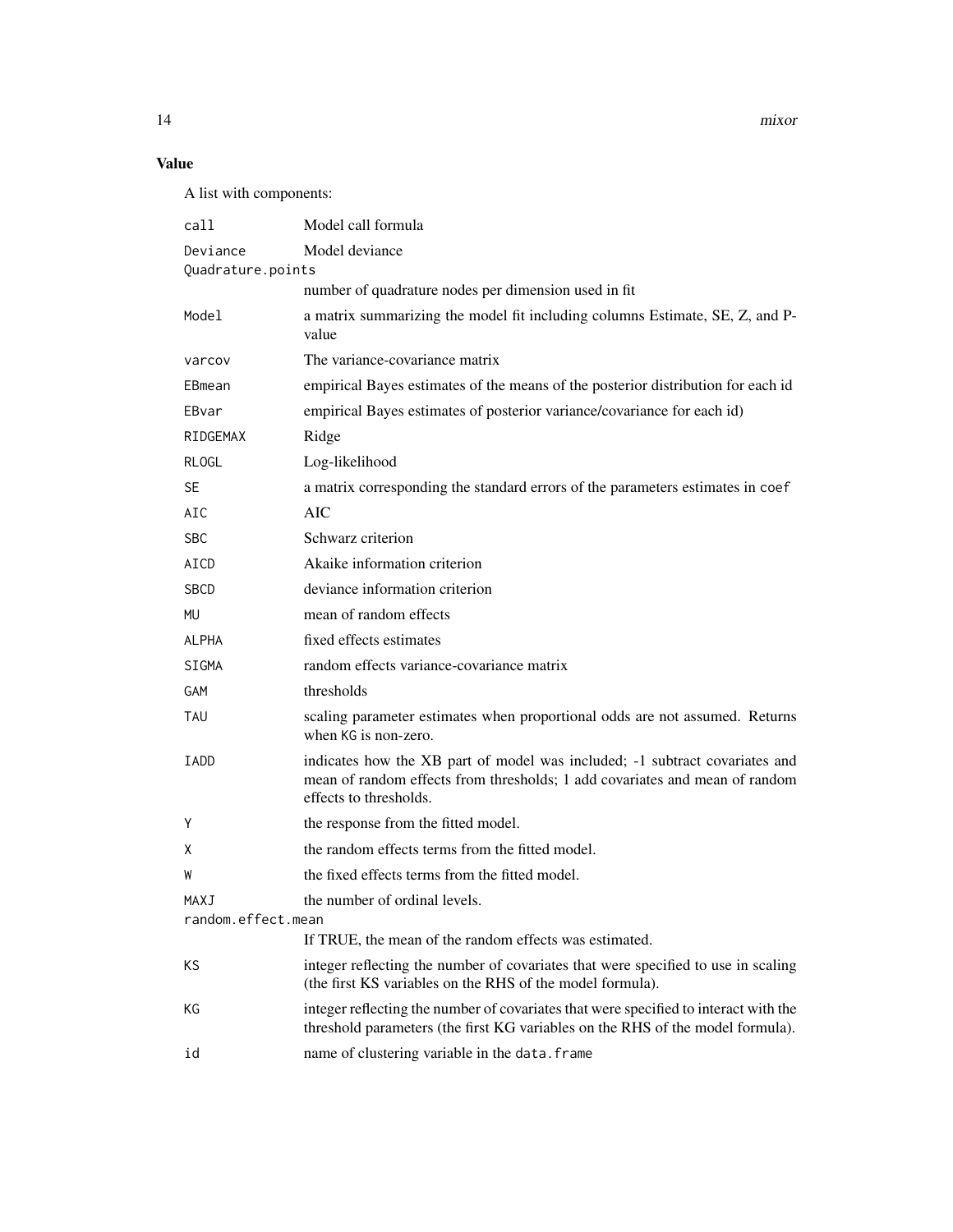## Value

A list with components:

| | |
|---|---|
| `call` | Model call formula |
| `Deviance` | Model deviance |
| `Quadrature.points` | number of quadrature nodes per dimension used in fit |
| `Model` | a matrix summarizing the model fit including columns Estimate, SE, Z, and P-value |
| `varcov` | The variance-covariance matrix |
| `EBmean` | empirical Bayes estimates of the means of the posterior distribution for each id |
| `EBvar` | empirical Bayes estimates of posterior variance/covariance for each id) |
| `RIDGEMAX` | Ridge |
| `RLOGL` | Log-likelihood |
| `SE` | a matrix corresponding the standard errors of the parameters estimates in `coef` |
| `AIC` | AIC |
| `SBC` | Schwarz criterion |
| `AICD` | Akaike information criterion |
| `SBCD` | deviance information criterion |
| `MU` | mean of random effects |
| `ALPHA` | fixed effects estimates |
| `SIGMA` | random effects variance-covariance matrix |
| `GAM` | thresholds |
| `TAU` | scaling parameter estimates when proportional odds are not assumed. Returns when `KG` is non-zero. |
| `IADD` | indicates how the XB part of model was included; -1 subtract covariates and mean of random effects from thresholds; 1 add covariates and mean of random effects to thresholds. |
| `Y` | the response from the fitted model. |
| `X` | the random effects terms from the fitted model. |
| `W` | the fixed effects terms from the fitted model. |
| `MAXJ` | the number of ordinal levels. |
| `random.effect.mean` | If TRUE, the mean of the random effects was estimated. |
| `KS` | integer reflecting the number of covariates that were specified to use in scaling (the first KS variables on the RHS of the model formula). |
| `KG` | integer reflecting the number of covariates that were specified to interact with the threshold parameters (the first KG variables on the RHS of the model formula). |
| `id` | name of clustering variable in the `data.frame` |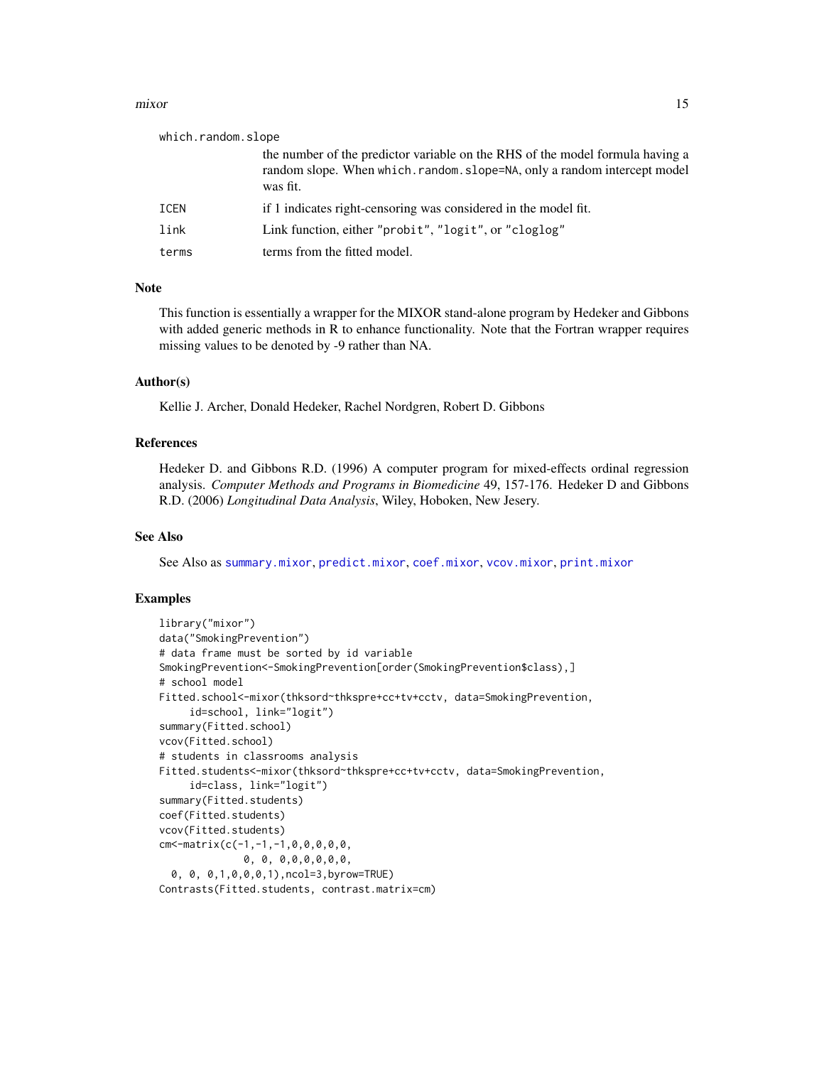which.random.slope
: the number of the predictor variable on the RHS of the model formula having a random slope. When `which.random.slope=NA`, only a random intercept model was fit.

ICEN
: if 1 indicates right-censoring was considered in the model fit.

link
: Link function, either "probit", "logit", or "cloglog"

terms
: terms from the fitted model.

## Note

This function is essentially a wrapper for the MIXOR stand-alone program by Hedeker and Gibbons with added generic methods in R to enhance functionality. Note that the Fortran wrapper requires missing values to be denoted by -9 rather than NA.

## Author(s)

Kellie J. Archer, Donald Hedeker, Rachel Nordgren, Robert D. Gibbons

## References

Hedeker D. and Gibbons R.D. (1996) A computer program for mixed-effects ordinal regression analysis. *Computer Methods and Programs in Biomedicine* 49, 157-176. Hedeker D and Gibbons R.D. (2006) *Longitudinal Data Analysis*, Wiley, Hoboken, New Jesery.

## See Also

See Also as summary.mixor, predict.mixor, coef.mixor, vcov.mixor, print.mixor

## Examples

```
library("mixor")
data("SmokingPrevention")
# data frame must be sorted by id variable
SmokingPrevention<-SmokingPrevention[order(SmokingPrevention$class),]
# school model
Fitted.school<-mixor(thksord~thkspre+cc+tv+cctv, data=SmokingPrevention,
     id=school, link="logit")
summary(Fitted.school)
vcov(Fitted.school)
# students in classrooms analysis
Fitted.students<-mixor(thksord~thkspre+cc+tv+cctv, data=SmokingPrevention,
     id=class, link="logit")
summary(Fitted.students)
coef(Fitted.students)
vcov(Fitted.students)
cm<-matrix(c(-1,-1,-1,0,0,0,0,0,
              0, 0, 0,0,0,0,0,0,
  0, 0, 0,1,0,0,0,1),ncol=3,byrow=TRUE)
Contrasts(Fitted.students, contrast.matrix=cm)
```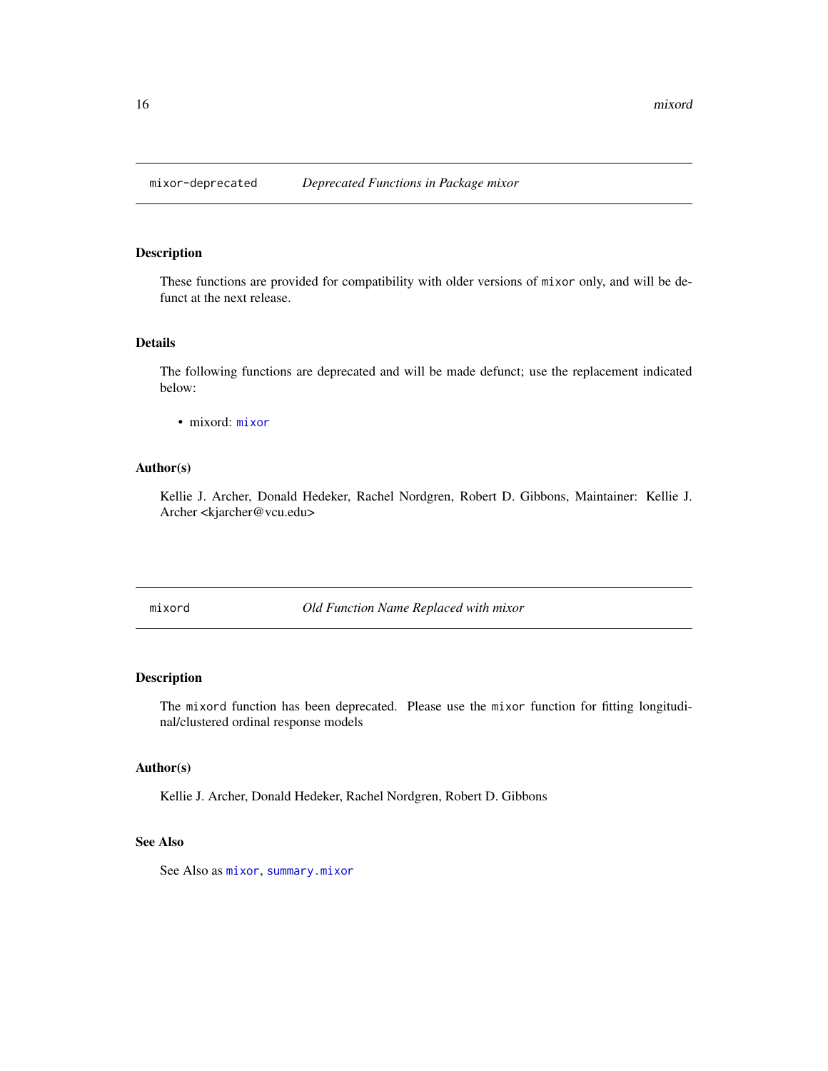## mixor-deprecated — *Deprecated Functions in Package mixor*

### Description

These functions are provided for compatibility with older versions of `mixor` only, and will be defunct at the next release.

### Details

The following functions are deprecated and will be made defunct; use the replacement indicated below:

- mixord: `mixor`

### Author(s)

Kellie J. Archer, Donald Hedeker, Rachel Nordgren, Robert D. Gibbons, Maintainer: Kellie J. Archer <kjarcher@vcu.edu>

## mixord — *Old Function Name Replaced with mixor*

### Description

The `mixord` function has been deprecated. Please use the `mixor` function for fitting longitudinal/clustered ordinal response models

### Author(s)

Kellie J. Archer, Donald Hedeker, Rachel Nordgren, Robert D. Gibbons

### See Also

See Also as `mixor`, `summary.mixor`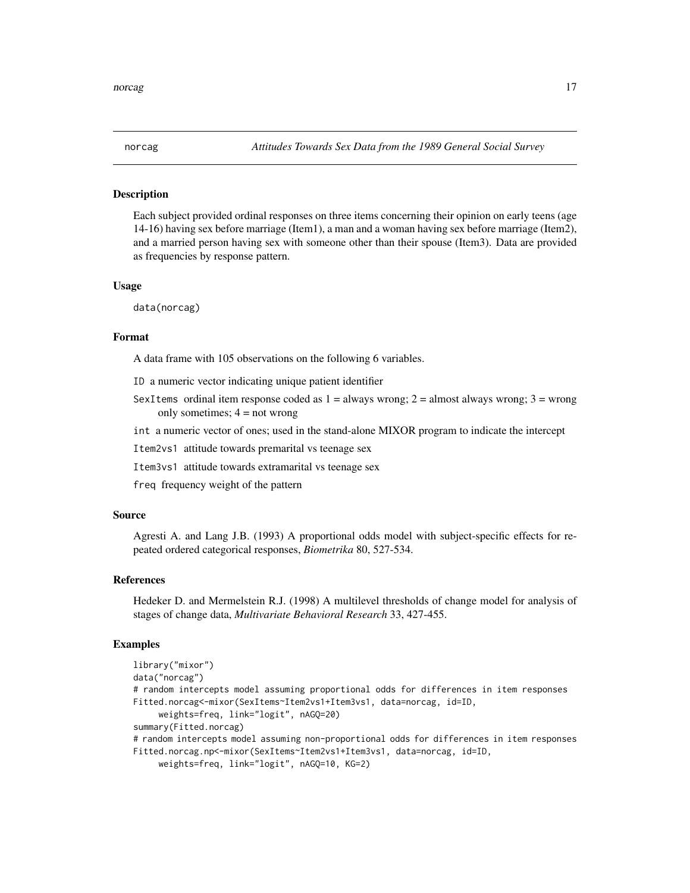# norcag — *Attitudes Towards Sex Data from the 1989 General Social Survey*

## Description

Each subject provided ordinal responses on three items concerning their opinion on early teens (age 14-16) having sex before marriage (Item1), a man and a woman having sex before marriage (Item2), and a married person having sex with someone other than their spouse (Item3). Data are provided as frequencies by response pattern.

## Usage

```
data(norcag)
```

## Format

A data frame with 105 observations on the following 6 variables.

- `ID` a numeric vector indicating unique patient identifier
- `SexItems` ordinal item response coded as 1 = always wrong; 2 = almost always wrong; 3 = wrong only sometimes; 4 = not wrong
- `int` a numeric vector of ones; used in the stand-alone MIXOR program to indicate the intercept
- `Item2vs1` attitude towards premarital vs teenage sex
- `Item3vs1` attitude towards extramarital vs teenage sex
- `freq` frequency weight of the pattern

## Source

Agresti A. and Lang J.B. (1993) A proportional odds model with subject-specific effects for repeated ordered categorical responses, *Biometrika* 80, 527-534.

## References

Hedeker D. and Mermelstein R.J. (1998) A multilevel thresholds of change model for analysis of stages of change data, *Multivariate Behavioral Research* 33, 427-455.

## Examples

```
library("mixor")
data("norcag")
# random intercepts model assuming proportional odds for differences in item responses
Fitted.norcag<-mixor(SexItems~Item2vs1+Item3vs1, data=norcag, id=ID,
     weights=freq, link="logit", nAGQ=20)
summary(Fitted.norcag)
# random intercepts model assuming non-proportional odds for differences in item responses
Fitted.norcag.np<-mixor(SexItems~Item2vs1+Item3vs1, data=norcag, id=ID,
     weights=freq, link="logit", nAGQ=10, KG=2)
```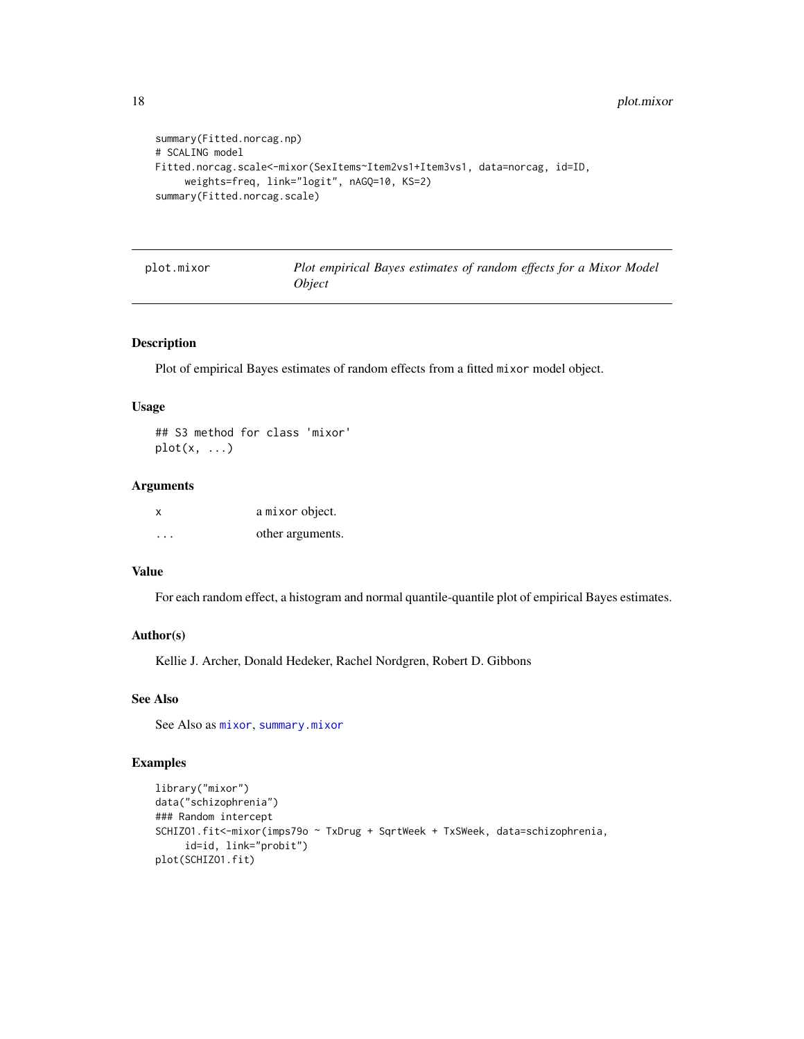```
summary(Fitted.norcag.np)
# SCALING model
Fitted.norcag.scale<-mixor(SexItems~Item2vs1+Item3vs1, data=norcag, id=ID,
     weights=freq, link="logit", nAGQ=10, KS=2)
summary(Fitted.norcag.scale)
```

## plot.mixor — *Plot empirical Bayes estimates of random effects for a Mixor Model Object*

### Description

Plot of empirical Bayes estimates of random effects from a fitted `mixor` model object.

### Usage

```
## S3 method for class 'mixor'
plot(x, ...)
```

### Arguments

| | |
|---|---|
| x | a `mixor` object. |
| ... | other arguments. |

### Value

For each random effect, a histogram and normal quantile-quantile plot of empirical Bayes estimates.

### Author(s)

Kellie J. Archer, Donald Hedeker, Rachel Nordgren, Robert D. Gibbons

### See Also

See Also as `mixor`, `summary.mixor`

### Examples

```
library("mixor")
data("schizophrenia")
### Random intercept
SCHIZO1.fit<-mixor(imps79o ~ TxDrug + SqrtWeek + TxSWeek, data=schizophrenia,
     id=id, link="probit")
plot(SCHIZO1.fit)
```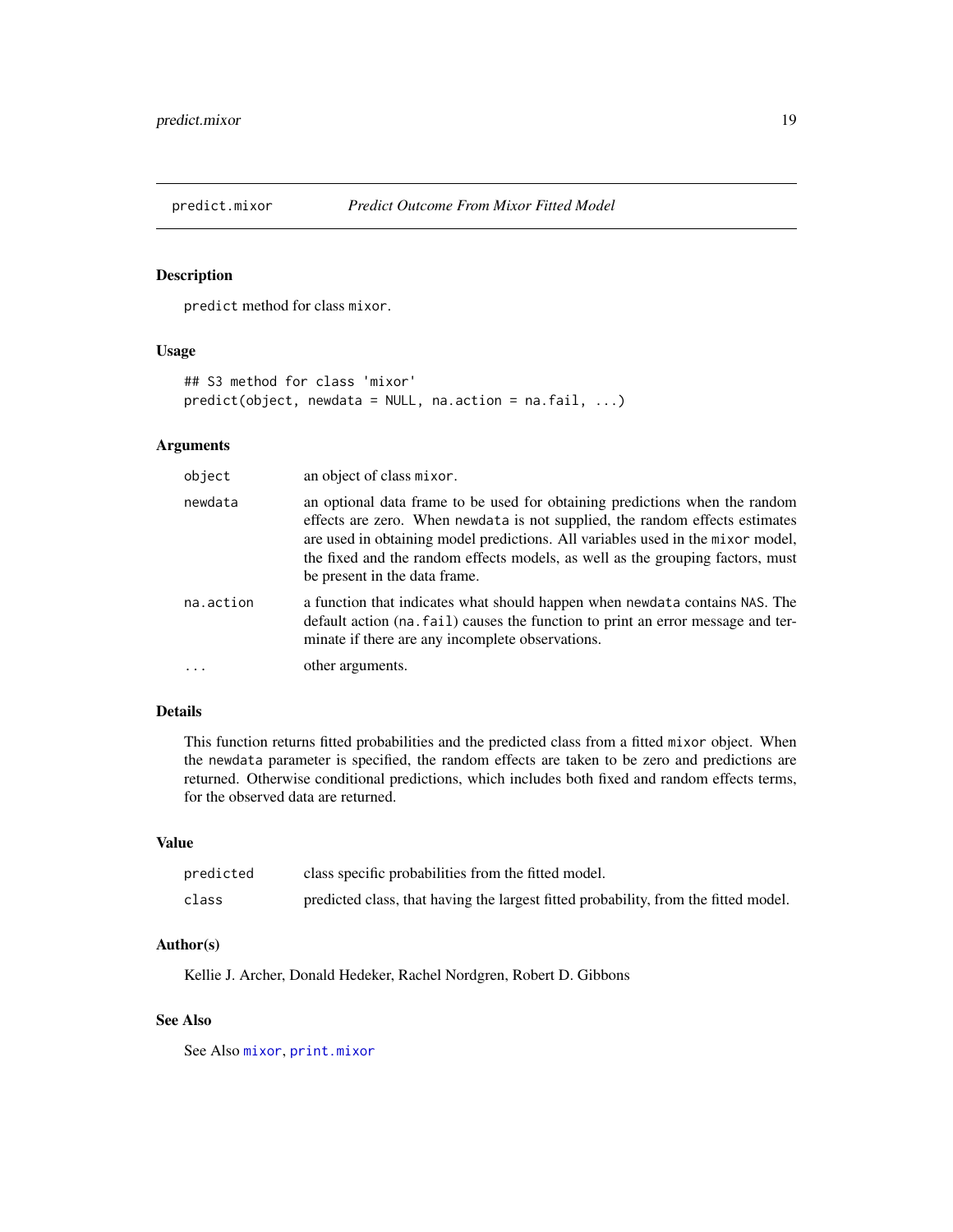## predict.mixor — *Predict Outcome From Mixor Fitted Model*

### Description

`predict` method for class `mixor`.

### Usage

```
## S3 method for class 'mixor'
predict(object, newdata = NULL, na.action = na.fail, ...)
```

### Arguments

| | |
|---|---|
| `object` | an object of class `mixor`. |
| `newdata` | an optional data frame to be used for obtaining predictions when the random effects are zero. When `newdata` is not supplied, the random effects estimates are used in obtaining model predictions. All variables used in the `mixor` model, the fixed and the random effects models, as well as the grouping factors, must be present in the data frame. |
| `na.action` | a function that indicates what should happen when `newdata` contains `NAS`. The default action (`na.fail`) causes the function to print an error message and terminate if there are any incomplete observations. |
| `...` | other arguments. |

### Details

This function returns fitted probabilities and the predicted class from a fitted `mixor` object. When the `newdata` parameter is specified, the random effects are taken to be zero and predictions are returned. Otherwise conditional predictions, which includes both fixed and random effects terms, for the observed data are returned.

### Value

| | |
|---|---|
| `predicted` | class specific probabilities from the fitted model. |
| `class` | predicted class, that having the largest fitted probability, from the fitted model. |

### Author(s)

Kellie J. Archer, Donald Hedeker, Rachel Nordgren, Robert D. Gibbons

### See Also

See Also `mixor`, `print.mixor`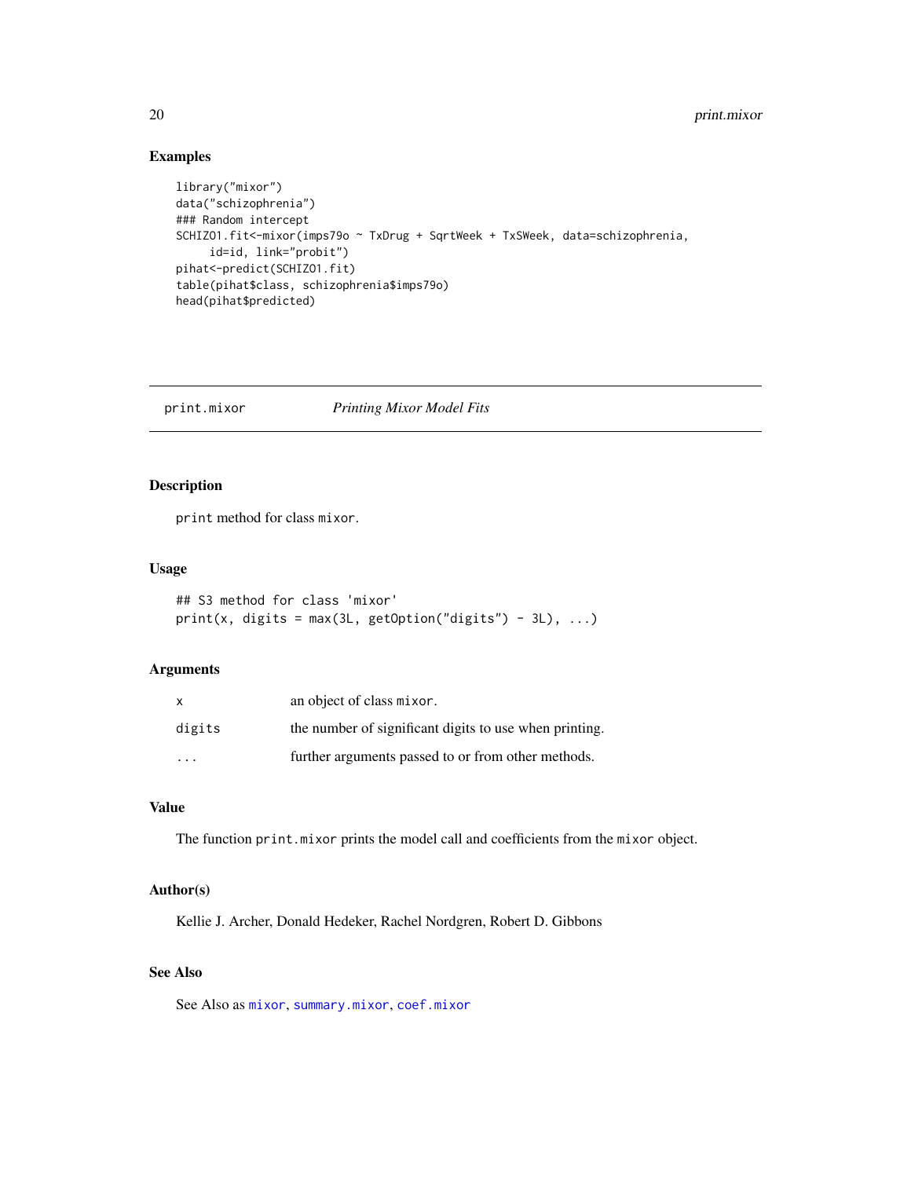## Examples

```
library("mixor")
data("schizophrenia")
### Random intercept
SCHIZO1.fit<-mixor(imps79o ~ TxDrug + SqrtWeek + TxSWeek, data=schizophrenia,
     id=id, link="probit")
pihat<-predict(SCHIZO1.fit)
table(pihat$class, schizophrenia$imps79o)
head(pihat$predicted)
```

---

# print.mixor *Printing Mixor Model Fits*

---

## Description

`print` method for class `mixor`.

## Usage

```
## S3 method for class 'mixor'
print(x, digits = max(3L, getOption("digits") - 3L), ...)
```

## Arguments

| | |
|---|---|
| `x` | an object of class `mixor`. |
| `digits` | the number of significant digits to use when printing. |
| `...` | further arguments passed to or from other methods. |

## Value

The function `print.mixor` prints the model call and coefficients from the `mixor` object.

## Author(s)

Kellie J. Archer, Donald Hedeker, Rachel Nordgren, Robert D. Gibbons

## See Also

See Also as `mixor`, `summary.mixor`, `coef.mixor`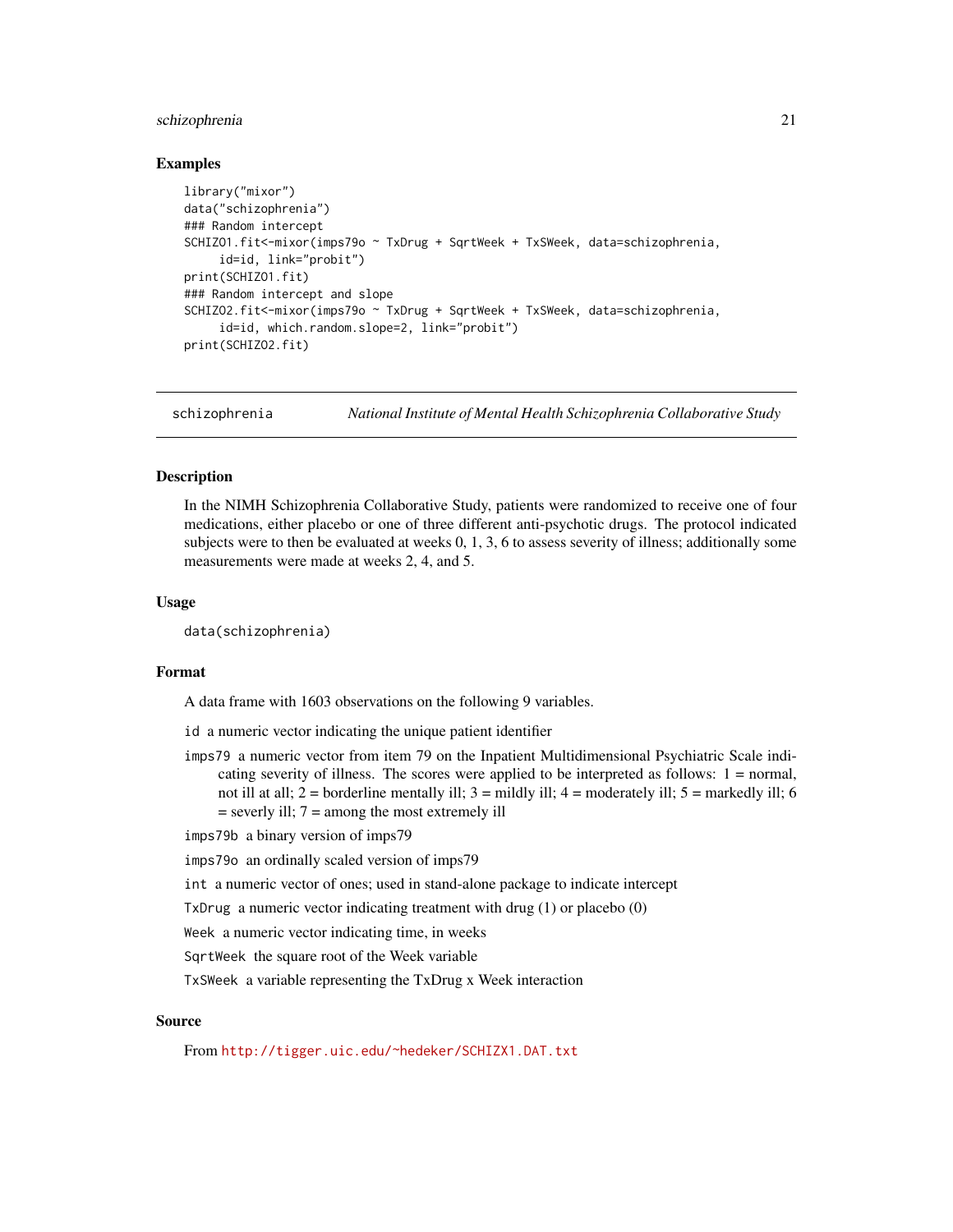## Examples

```
library("mixor")
data("schizophrenia")
### Random intercept
SCHIZO1.fit<-mixor(imps79o ~ TxDrug + SqrtWeek + TxSWeek, data=schizophrenia,
     id=id, link="probit")
print(SCHIZO1.fit)
### Random intercept and slope
SCHIZO2.fit<-mixor(imps79o ~ TxDrug + SqrtWeek + TxSWeek, data=schizophrenia,
     id=id, which.random.slope=2, link="probit")
print(SCHIZO2.fit)
```

---

# schizophrenia — *National Institute of Mental Health Schizophrenia Collaborative Study*

---

## Description

In the NIMH Schizophrenia Collaborative Study, patients were randomized to receive one of four medications, either placebo or one of three different anti-psychotic drugs. The protocol indicated subjects were to then be evaluated at weeks 0, 1, 3, 6 to assess severity of illness; additionally some measurements were made at weeks 2, 4, and 5.

## Usage

```
data(schizophrenia)
```

## Format

A data frame with 1603 observations on the following 9 variables.

- `id` a numeric vector indicating the unique patient identifier
- `imps79` a numeric vector from item 79 on the Inpatient Multidimensional Psychiatric Scale indicating severity of illness. The scores were applied to be interpreted as follows: 1 = normal, not ill at all; 2 = borderline mentally ill; 3 = mildly ill; 4 = moderately ill; 5 = markedly ill; 6 = severly ill; 7 = among the most extremely ill
- `imps79b` a binary version of imps79
- `imps79o` an ordinally scaled version of imps79
- `int` a numeric vector of ones; used in stand-alone package to indicate intercept
- `TxDrug` a numeric vector indicating treatment with drug (1) or placebo (0)
- `Week` a numeric vector indicating time, in weeks
- `SqrtWeek` the square root of the Week variable
- `TxSWeek` a variable representing the TxDrug x Week interaction

## Source

From http://tigger.uic.edu/~hedeker/SCHIZX1.DAT.txt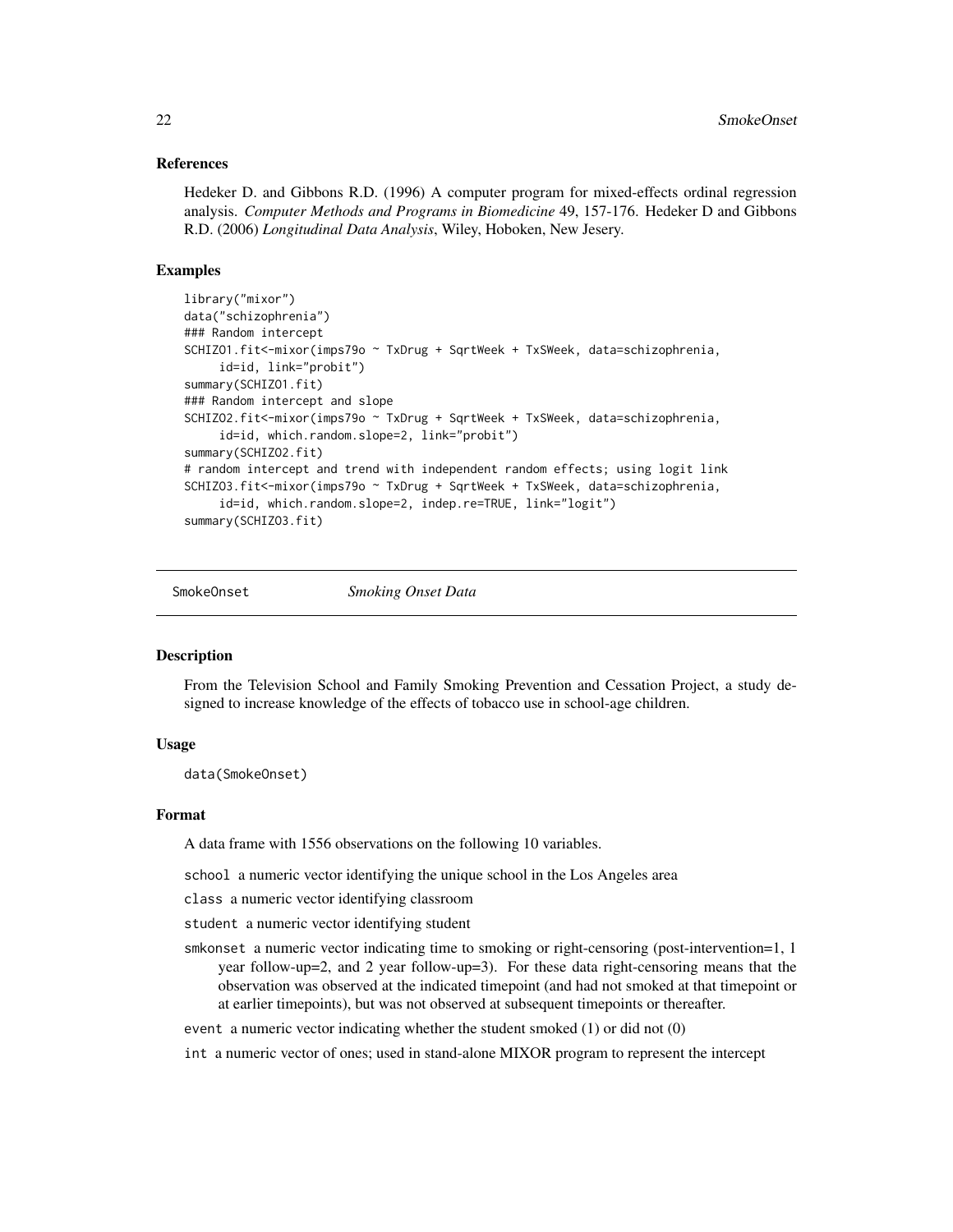### References

Hedeker D. and Gibbons R.D. (1996) A computer program for mixed-effects ordinal regression analysis. *Computer Methods and Programs in Biomedicine* 49, 157-176. Hedeker D and Gibbons R.D. (2006) *Longitudinal Data Analysis*, Wiley, Hoboken, New Jesery.

### Examples

```
library("mixor")
data("schizophrenia")
### Random intercept
SCHIZO1.fit<-mixor(imps79o ~ TxDrug + SqrtWeek + TxSWeek, data=schizophrenia,
     id=id, link="probit")
summary(SCHIZO1.fit)
### Random intercept and slope
SCHIZO2.fit<-mixor(imps79o ~ TxDrug + SqrtWeek + TxSWeek, data=schizophrenia,
     id=id, which.random.slope=2, link="probit")
summary(SCHIZO2.fit)
# random intercept and trend with independent random effects; using logit link
SCHIZO3.fit<-mixor(imps79o ~ TxDrug + SqrtWeek + TxSWeek, data=schizophrenia,
     id=id, which.random.slope=2, indep.re=TRUE, link="logit")
summary(SCHIZO3.fit)
```

## SmokeOnset *Smoking Onset Data*

### Description

From the Television School and Family Smoking Prevention and Cessation Project, a study designed to increase knowledge of the effects of tobacco use in school-age children.

### Usage

```
data(SmokeOnset)
```

### Format

A data frame with 1556 observations on the following 10 variables.

- `school` a numeric vector identifying the unique school in the Los Angeles area
- `class` a numeric vector identifying classroom
- `student` a numeric vector identifying student
- `smkonset` a numeric vector indicating time to smoking or right-censoring (post-intervention=1, 1 year follow-up=2, and 2 year follow-up=3). For these data right-censoring means that the observation was observed at the indicated timepoint (and had not smoked at that timepoint or at earlier timepoints), but was not observed at subsequent timepoints or thereafter.
- `event` a numeric vector indicating whether the student smoked (1) or did not (0)
- `int` a numeric vector of ones; used in stand-alone MIXOR program to represent the intercept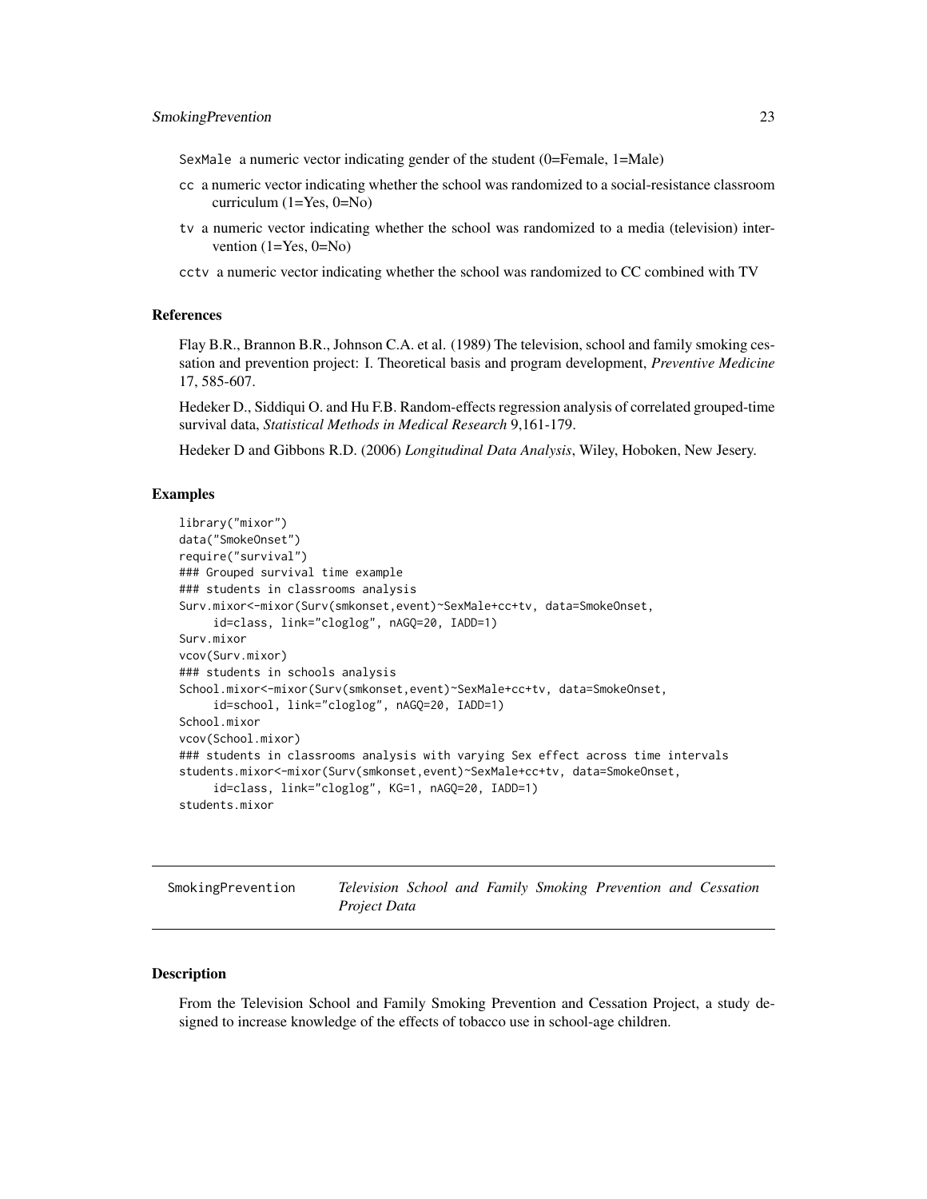SexMale a numeric vector indicating gender of the student (0=Female, 1=Male)

cc a numeric vector indicating whether the school was randomized to a social-resistance classroom curriculum (1=Yes, 0=No)

tv a numeric vector indicating whether the school was randomized to a media (television) intervention (1=Yes, 0=No)

cctv a numeric vector indicating whether the school was randomized to CC combined with TV

## References

Flay B.R., Brannon B.R., Johnson C.A. et al. (1989) The television, school and family smoking cessation and prevention project: I. Theoretical basis and program development, *Preventive Medicine* 17, 585-607.

Hedeker D., Siddiqui O. and Hu F.B. Random-effects regression analysis of correlated grouped-time survival data, *Statistical Methods in Medical Research* 9,161-179.

Hedeker D and Gibbons R.D. (2006) *Longitudinal Data Analysis*, Wiley, Hoboken, New Jesery.

## Examples

```
library("mixor")
data("SmokeOnset")
require("survival")
### Grouped survival time example
### students in classrooms analysis
Surv.mixor<-mixor(Surv(smkonset,event)~SexMale+cc+tv, data=SmokeOnset,
     id=class, link="cloglog", nAGQ=20, IADD=1)
Surv.mixor
vcov(Surv.mixor)
### students in schools analysis
School.mixor<-mixor(Surv(smkonset,event)~SexMale+cc+tv, data=SmokeOnset,
     id=school, link="cloglog", nAGQ=20, IADD=1)
School.mixor
vcov(School.mixor)
### students in classrooms analysis with varying Sex effect across time intervals
students.mixor<-mixor(Surv(smkonset,event)~SexMale+cc+tv, data=SmokeOnset,
     id=class, link="cloglog", KG=1, nAGQ=20, IADD=1)
students.mixor
```

---

# SmokingPrevention *Television School and Family Smoking Prevention and Cessation Project Data*

## Description

From the Television School and Family Smoking Prevention and Cessation Project, a study designed to increase knowledge of the effects of tobacco use in school-age children.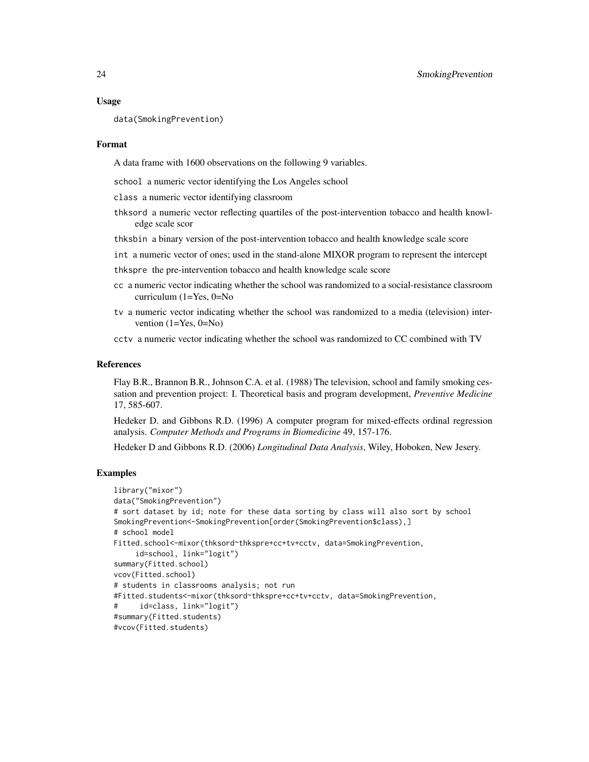### Usage

```
data(SmokingPrevention)
```

### Format

A data frame with 1600 observations on the following 9 variables.

- `school` a numeric vector identifying the Los Angeles school
- `class` a numeric vector identifying classroom
- `thksord` a numeric vector reflecting quartiles of the post-intervention tobacco and health knowledge scale scor
- `thksbin` a binary version of the post-intervention tobacco and health knowledge scale score
- `int` a numeric vector of ones; used in the stand-alone MIXOR program to represent the intercept
- `thkspre` the pre-intervention tobacco and health knowledge scale score
- `cc` a numeric vector indicating whether the school was randomized to a social-resistance classroom curriculum (1=Yes, 0=No
- `tv` a numeric vector indicating whether the school was randomized to a media (television) intervention (1=Yes, 0=No)
- `cctv` a numeric vector indicating whether the school was randomized to CC combined with TV

### References

Flay B.R., Brannon B.R., Johnson C.A. et al. (1988) The television, school and family smoking cessation and prevention project: I. Theoretical basis and program development, *Preventive Medicine* 17, 585-607.

Hedeker D. and Gibbons R.D. (1996) A computer program for mixed-effects ordinal regression analysis. *Computer Methods and Programs in Biomedicine* 49, 157-176.

Hedeker D and Gibbons R.D. (2006) *Longitudinal Data Analysis*, Wiley, Hoboken, New Jesery.

### Examples

```
library("mixor")
data("SmokingPrevention")
# sort dataset by id; note for these data sorting by class will also sort by school
SmokingPrevention<-SmokingPrevention[order(SmokingPrevention$class),]
# school model
Fitted.school<-mixor(thksord~thkspre+cc+tv+cctv, data=SmokingPrevention,
     id=school, link="logit")
summary(Fitted.school)
vcov(Fitted.school)
# students in classrooms analysis; not run
#Fitted.students<-mixor(thksord~thkspre+cc+tv+cctv, data=SmokingPrevention,
#     id=class, link="logit")
#summary(Fitted.students)
#vcov(Fitted.students)
```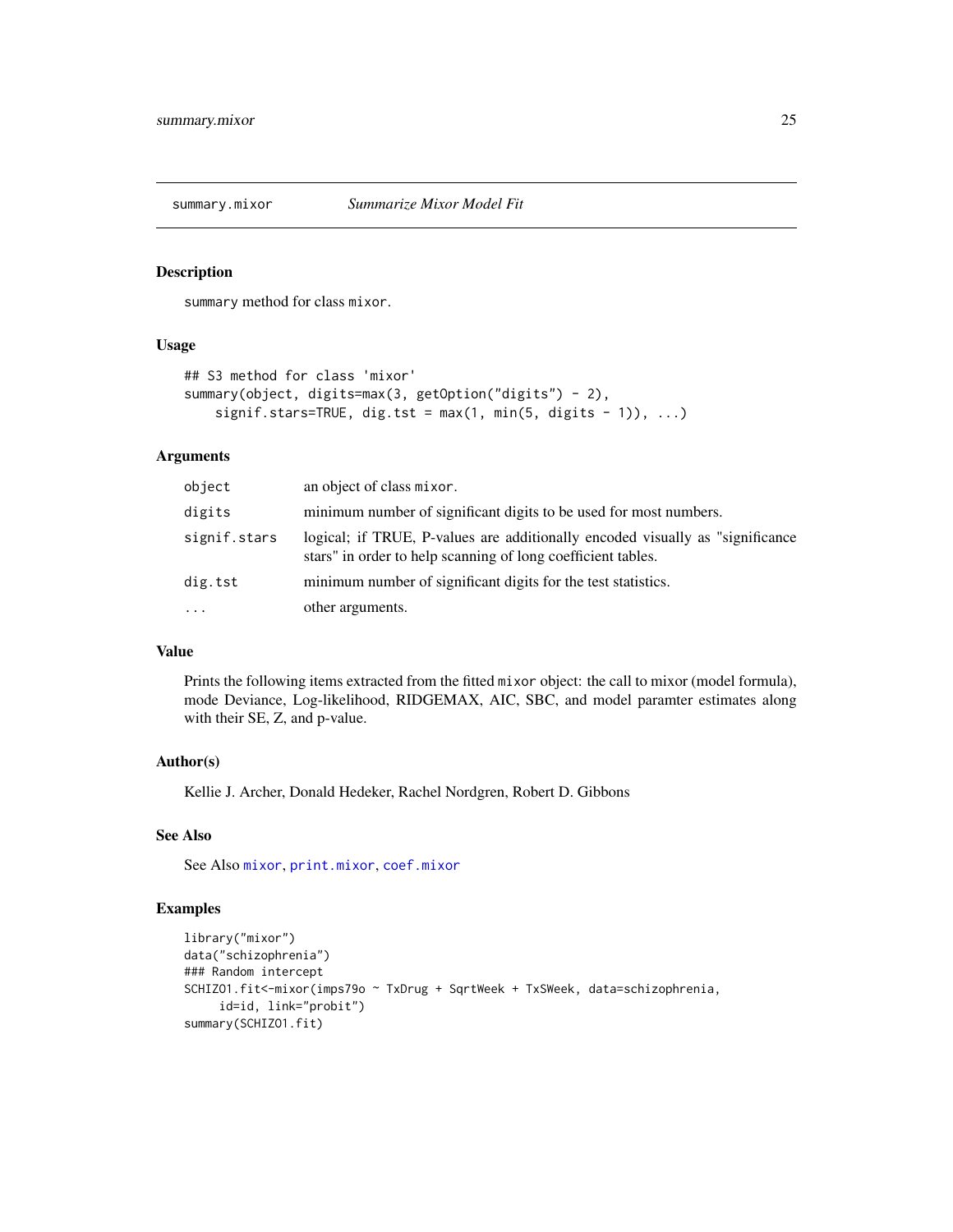# summary.mixor — *Summarize Mixor Model Fit*

## Description

summary method for class mixor.

## Usage

```
## S3 method for class 'mixor'
summary(object, digits=max(3, getOption("digits") - 2),
    signif.stars=TRUE, dig.tst = max(1, min(5, digits - 1)), ...)
```

## Arguments

| | |
|---|---|
| object | an object of class mixor. |
| digits | minimum number of significant digits to be used for most numbers. |
| signif.stars | logical; if TRUE, P-values are additionally encoded visually as "significance stars" in order to help scanning of long coefficient tables. |
| dig.tst | minimum number of significant digits for the test statistics. |
| ... | other arguments. |

## Value

Prints the following items extracted from the fitted mixor object: the call to mixor (model formula), mode Deviance, Log-likelihood, RIDGEMAX, AIC, SBC, and model paramter estimates along with their SE, Z, and p-value.

## Author(s)

Kellie J. Archer, Donald Hedeker, Rachel Nordgren, Robert D. Gibbons

## See Also

See Also mixor, print.mixor, coef.mixor

## Examples

```
library("mixor")
data("schizophrenia")
### Random intercept
SCHIZO1.fit<-mixor(imps79o ~ TxDrug + SqrtWeek + TxSWeek, data=schizophrenia,
     id=id, link="probit")
summary(SCHIZO1.fit)
```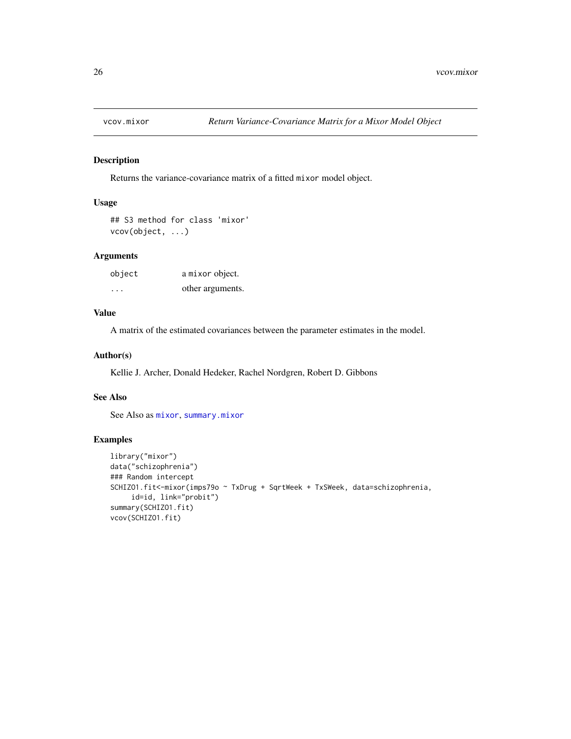vcov.mixor *Return Variance-Covariance Matrix for a Mixor Model Object*

## Description

Returns the variance-covariance matrix of a fitted `mixor` model object.

## Usage

```
## S3 method for class 'mixor'
vcov(object, ...)
```

## Arguments

| | |
|---|---|
| object | a `mixor` object. |
| ... | other arguments. |

## Value

A matrix of the estimated covariances between the parameter estimates in the model.

## Author(s)

Kellie J. Archer, Donald Hedeker, Rachel Nordgren, Robert D. Gibbons

## See Also

See Also as `mixor`, `summary.mixor`

## Examples

```
library("mixor")
data("schizophrenia")
### Random intercept
SCHIZO1.fit<-mixor(imps79o ~ TxDrug + SqrtWeek + TxSWeek, data=schizophrenia,
     id=id, link="probit")
summary(SCHIZO1.fit)
vcov(SCHIZO1.fit)
```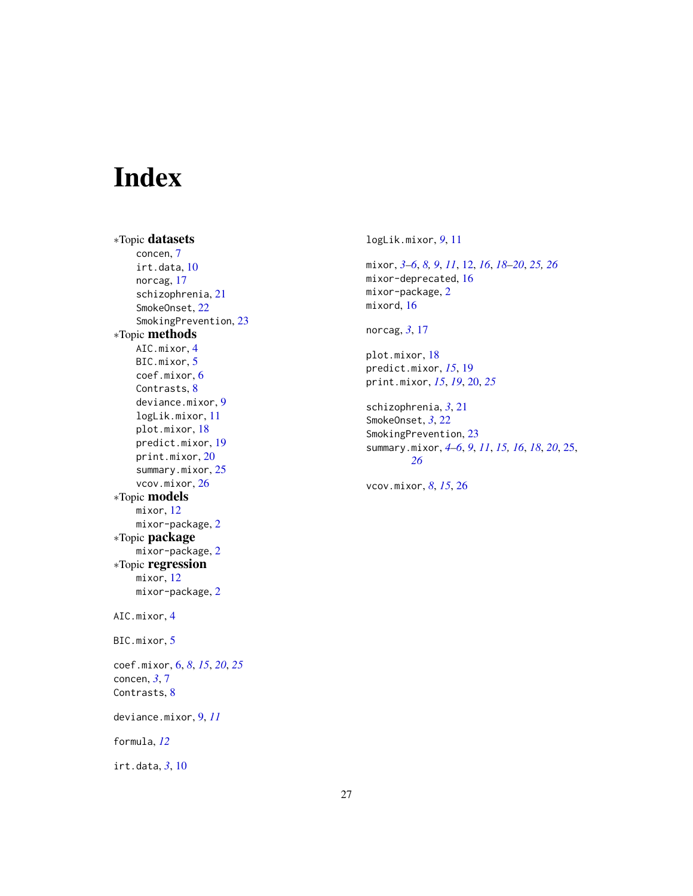# Index

*Topic **datasets**
  concen, 7
  irt.data, 10
  norcag, 17
  schizophrenia, 21
  SmokeOnset, 22
  SmokingPrevention, 23

*Topic **methods**
  AIC.mixor, 4
  BIC.mixor, 5
  coef.mixor, 6
  Contrasts, 8
  deviance.mixor, 9
  logLik.mixor, 11
  plot.mixor, 18
  predict.mixor, 19
  print.mixor, 20
  summary.mixor, 25
  vcov.mixor, 26

*Topic **models**
  mixor, 12
  mixor-package, 2

*Topic **package**
  mixor-package, 2

*Topic **regression**
  mixor, 12
  mixor-package, 2

AIC.mixor, 4

BIC.mixor, 5

coef.mixor, 6, *8*, *15*, *20*, *25*
concen, *3*, 7
Contrasts, 8

deviance.mixor, 9, *11*

formula, *12*

irt.data, *3*, 10

logLik.mixor, *9*, 11

mixor, *3–6*, *8*, *9*, *11*, 12, *16*, *18–20*, *25*, *26*
mixor-deprecated, 16
mixor-package, 2
mixord, 16

norcag, *3*, 17

plot.mixor, 18
predict.mixor, *15*, 19
print.mixor, *15*, *19*, 20, *25*

schizophrenia, *3*, 21
SmokeOnset, *3*, 22
SmokingPrevention, 23
summary.mixor, *4–6*, *9*, *11*, *15*, *16*, *18*, *20*, 25, *26*

vcov.mixor, *8*, *15*, 26